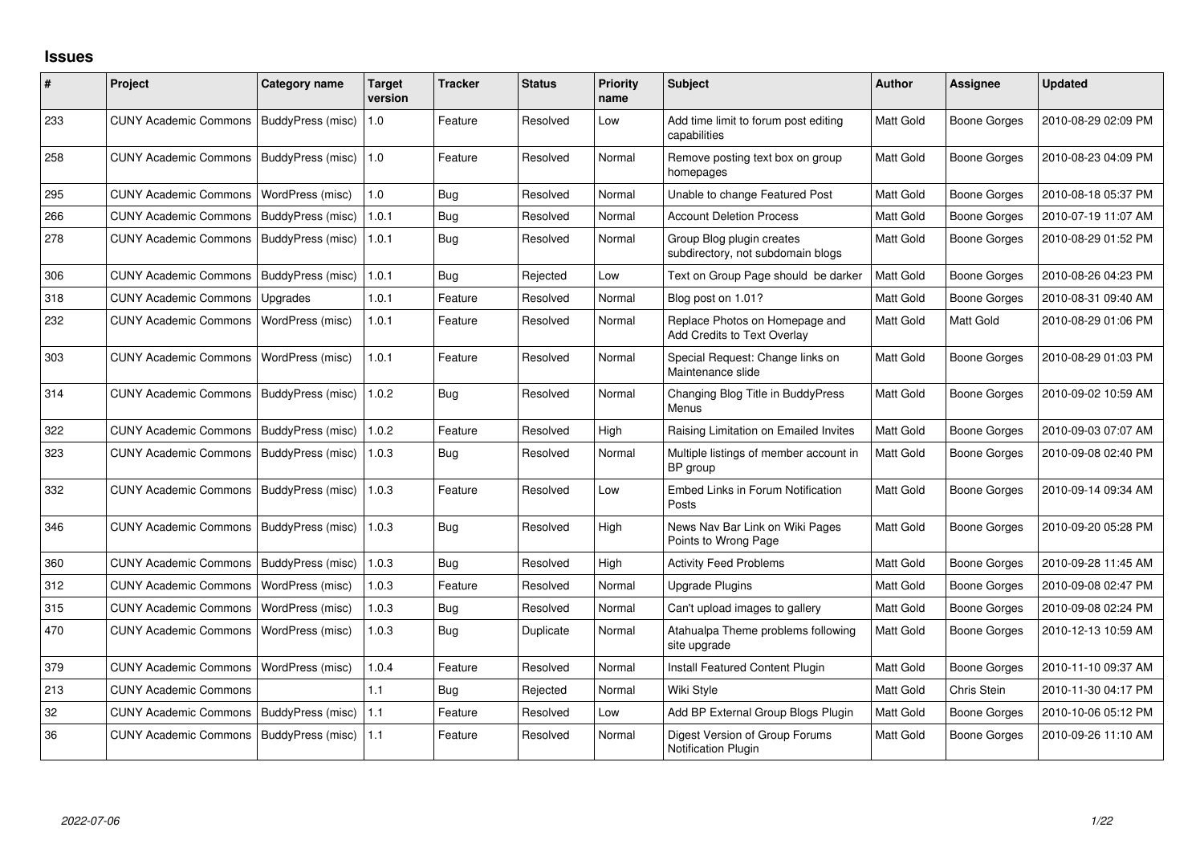## Issues

| # | Project | Category name | Target version | Tracker | Status | Priority name | Subject | Author | Assignee | Updated |
|---|---|---|---|---|---|---|---|---|---|---|
| 233 | CUNY Academic Commons | BuddyPress (misc) | 1.0 | Feature | Resolved | Low | Add time limit to forum post editing capabilities | Matt Gold | Boone Gorges | 2010-08-29 02:09 PM |
| 258 | CUNY Academic Commons | BuddyPress (misc) | 1.0 | Feature | Resolved | Normal | Remove posting text box on group homepages | Matt Gold | Boone Gorges | 2010-08-23 04:09 PM |
| 295 | CUNY Academic Commons | WordPress (misc) | 1.0 | Bug | Resolved | Normal | Unable to change Featured Post | Matt Gold | Boone Gorges | 2010-08-18 05:37 PM |
| 266 | CUNY Academic Commons | BuddyPress (misc) | 1.0.1 | Bug | Resolved | Normal | Account Deletion Process | Matt Gold | Boone Gorges | 2010-07-19 11:07 AM |
| 278 | CUNY Academic Commons | BuddyPress (misc) | 1.0.1 | Bug | Resolved | Normal | Group Blog plugin creates subdirectory, not subdomain blogs | Matt Gold | Boone Gorges | 2010-08-29 01:52 PM |
| 306 | CUNY Academic Commons | BuddyPress (misc) | 1.0.1 | Bug | Rejected | Low | Text on Group Page should be darker | Matt Gold | Boone Gorges | 2010-08-26 04:23 PM |
| 318 | CUNY Academic Commons | Upgrades | 1.0.1 | Feature | Resolved | Normal | Blog post on 1.01? | Matt Gold | Boone Gorges | 2010-08-31 09:40 AM |
| 232 | CUNY Academic Commons | WordPress (misc) | 1.0.1 | Feature | Resolved | Normal | Replace Photos on Homepage and Add Credits to Text Overlay | Matt Gold | Matt Gold | 2010-08-29 01:06 PM |
| 303 | CUNY Academic Commons | WordPress (misc) | 1.0.1 | Feature | Resolved | Normal | Special Request: Change links on Maintenance slide | Matt Gold | Boone Gorges | 2010-08-29 01:03 PM |
| 314 | CUNY Academic Commons | BuddyPress (misc) | 1.0.2 | Bug | Resolved | Normal | Changing Blog Title in BuddyPress Menus | Matt Gold | Boone Gorges | 2010-09-02 10:59 AM |
| 322 | CUNY Academic Commons | BuddyPress (misc) | 1.0.2 | Feature | Resolved | High | Raising Limitation on Emailed Invites | Matt Gold | Boone Gorges | 2010-09-03 07:07 AM |
| 323 | CUNY Academic Commons | BuddyPress (misc) | 1.0.3 | Bug | Resolved | Normal | Multiple listings of member account in BP group | Matt Gold | Boone Gorges | 2010-09-08 02:40 PM |
| 332 | CUNY Academic Commons | BuddyPress (misc) | 1.0.3 | Feature | Resolved | Low | Embed Links in Forum Notification Posts | Matt Gold | Boone Gorges | 2010-09-14 09:34 AM |
| 346 | CUNY Academic Commons | BuddyPress (misc) | 1.0.3 | Bug | Resolved | High | News Nav Bar Link on Wiki Pages Points to Wrong Page | Matt Gold | Boone Gorges | 2010-09-20 05:28 PM |
| 360 | CUNY Academic Commons | BuddyPress (misc) | 1.0.3 | Bug | Resolved | High | Activity Feed Problems | Matt Gold | Boone Gorges | 2010-09-28 11:45 AM |
| 312 | CUNY Academic Commons | WordPress (misc) | 1.0.3 | Feature | Resolved | Normal | Upgrade Plugins | Matt Gold | Boone Gorges | 2010-09-08 02:47 PM |
| 315 | CUNY Academic Commons | WordPress (misc) | 1.0.3 | Bug | Resolved | Normal | Can't upload images to gallery | Matt Gold | Boone Gorges | 2010-09-08 02:24 PM |
| 470 | CUNY Academic Commons | WordPress (misc) | 1.0.3 | Bug | Duplicate | Normal | Atahualpa Theme problems following site upgrade | Matt Gold | Boone Gorges | 2010-12-13 10:59 AM |
| 379 | CUNY Academic Commons | WordPress (misc) | 1.0.4 | Feature | Resolved | Normal | Install Featured Content Plugin | Matt Gold | Boone Gorges | 2010-11-10 09:37 AM |
| 213 | CUNY Academic Commons | | 1.1 | Bug | Rejected | Normal | Wiki Style | Matt Gold | Chris Stein | 2010-11-30 04:17 PM |
| 32 | CUNY Academic Commons | BuddyPress (misc) | 1.1 | Feature | Resolved | Low | Add BP External Group Blogs Plugin | Matt Gold | Boone Gorges | 2010-10-06 05:12 PM |
| 36 | CUNY Academic Commons | BuddyPress (misc) | 1.1 | Feature | Resolved | Normal | Digest Version of Group Forums Notification Plugin | Matt Gold | Boone Gorges | 2010-09-26 11:10 AM |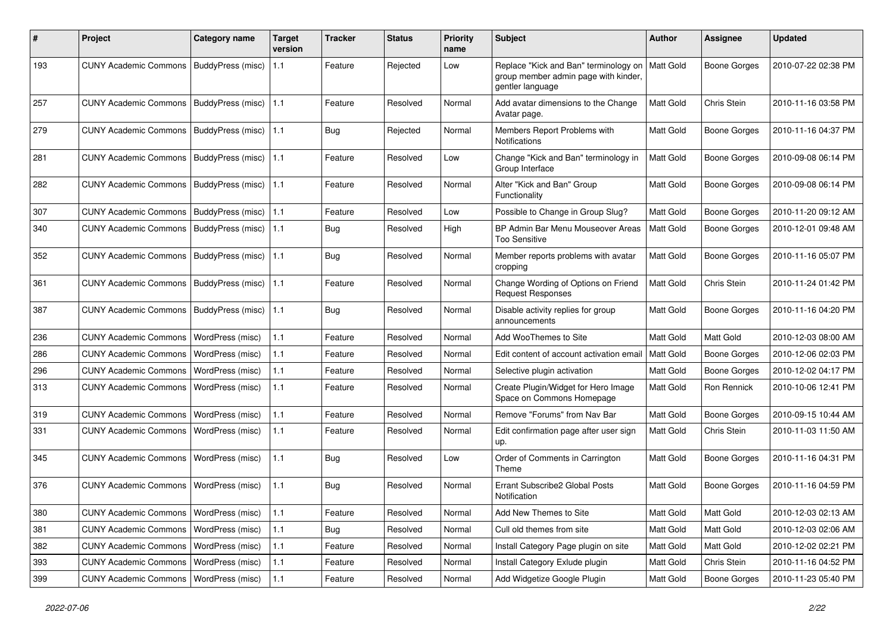| # | Project | Category name | Target version | Tracker | Status | Priority name | Subject | Author | Assignee | Updated |
|---|---|---|---|---|---|---|---|---|---|---|
| 193 | CUNY Academic Commons | BuddyPress (misc) | 1.1 | Feature | Rejected | Low | Replace "Kick and Ban" terminology on group member admin page with kinder, gentler language | Matt Gold | Boone Gorges | 2010-07-22 02:38 PM |
| 257 | CUNY Academic Commons | BuddyPress (misc) | 1.1 | Feature | Resolved | Normal | Add avatar dimensions to the Change Avatar page. | Matt Gold | Chris Stein | 2010-11-16 03:58 PM |
| 279 | CUNY Academic Commons | BuddyPress (misc) | 1.1 | Bug | Rejected | Normal | Members Report Problems with Notifications | Matt Gold | Boone Gorges | 2010-11-16 04:37 PM |
| 281 | CUNY Academic Commons | BuddyPress (misc) | 1.1 | Feature | Resolved | Low | Change "Kick and Ban" terminology in Group Interface | Matt Gold | Boone Gorges | 2010-09-08 06:14 PM |
| 282 | CUNY Academic Commons | BuddyPress (misc) | 1.1 | Feature | Resolved | Normal | Alter "Kick and Ban" Group Functionality | Matt Gold | Boone Gorges | 2010-09-08 06:14 PM |
| 307 | CUNY Academic Commons | BuddyPress (misc) | 1.1 | Feature | Resolved | Low | Possible to Change in Group Slug? | Matt Gold | Boone Gorges | 2010-11-20 09:12 AM |
| 340 | CUNY Academic Commons | BuddyPress (misc) | 1.1 | Bug | Resolved | High | BP Admin Bar Menu Mouseover Areas Too Sensitive | Matt Gold | Boone Gorges | 2010-12-01 09:48 AM |
| 352 | CUNY Academic Commons | BuddyPress (misc) | 1.1 | Bug | Resolved | Normal | Member reports problems with avatar cropping | Matt Gold | Boone Gorges | 2010-11-16 05:07 PM |
| 361 | CUNY Academic Commons | BuddyPress (misc) | 1.1 | Feature | Resolved | Normal | Change Wording of Options on Friend Request Responses | Matt Gold | Chris Stein | 2010-11-24 01:42 PM |
| 387 | CUNY Academic Commons | BuddyPress (misc) | 1.1 | Bug | Resolved | Normal | Disable activity replies for group announcements | Matt Gold | Boone Gorges | 2010-11-16 04:20 PM |
| 236 | CUNY Academic Commons | WordPress (misc) | 1.1 | Feature | Resolved | Normal | Add WooThemes to Site | Matt Gold | Matt Gold | 2010-12-03 08:00 AM |
| 286 | CUNY Academic Commons | WordPress (misc) | 1.1 | Feature | Resolved | Normal | Edit content of account activation email | Matt Gold | Boone Gorges | 2010-12-06 02:03 PM |
| 296 | CUNY Academic Commons | WordPress (misc) | 1.1 | Feature | Resolved | Normal | Selective plugin activation | Matt Gold | Boone Gorges | 2010-12-02 04:17 PM |
| 313 | CUNY Academic Commons | WordPress (misc) | 1.1 | Feature | Resolved | Normal | Create Plugin/Widget for Hero Image Space on Commons Homepage | Matt Gold | Ron Rennick | 2010-10-06 12:41 PM |
| 319 | CUNY Academic Commons | WordPress (misc) | 1.1 | Feature | Resolved | Normal | Remove "Forums" from Nav Bar | Matt Gold | Boone Gorges | 2010-09-15 10:44 AM |
| 331 | CUNY Academic Commons | WordPress (misc) | 1.1 | Feature | Resolved | Normal | Edit confirmation page after user sign up. | Matt Gold | Chris Stein | 2010-11-03 11:50 AM |
| 345 | CUNY Academic Commons | WordPress (misc) | 1.1 | Bug | Resolved | Low | Order of Comments in Carrington Theme | Matt Gold | Boone Gorges | 2010-11-16 04:31 PM |
| 376 | CUNY Academic Commons | WordPress (misc) | 1.1 | Bug | Resolved | Normal | Errant Subscribe2 Global Posts Notification | Matt Gold | Boone Gorges | 2010-11-16 04:59 PM |
| 380 | CUNY Academic Commons | WordPress (misc) | 1.1 | Feature | Resolved | Normal | Add New Themes to Site | Matt Gold | Matt Gold | 2010-12-03 02:13 AM |
| 381 | CUNY Academic Commons | WordPress (misc) | 1.1 | Bug | Resolved | Normal | Cull old themes from site | Matt Gold | Matt Gold | 2010-12-03 02:06 AM |
| 382 | CUNY Academic Commons | WordPress (misc) | 1.1 | Feature | Resolved | Normal | Install Category Page plugin on site | Matt Gold | Matt Gold | 2010-12-02 02:21 PM |
| 393 | CUNY Academic Commons | WordPress (misc) | 1.1 | Feature | Resolved | Normal | Install Category Exlude plugin | Matt Gold | Chris Stein | 2010-11-16 04:52 PM |
| 399 | CUNY Academic Commons | WordPress (misc) | 1.1 | Feature | Resolved | Normal | Add Widgetize Google Plugin | Matt Gold | Boone Gorges | 2010-11-23 05:40 PM |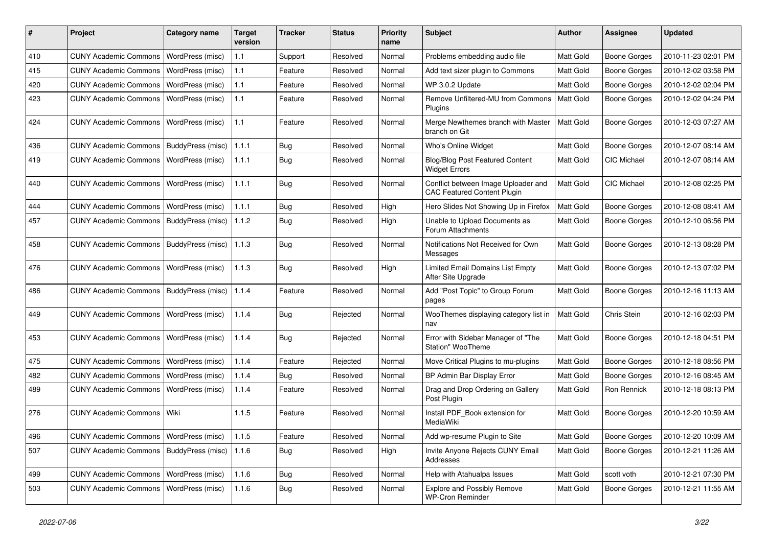| # | Project | Category name | Target version | Tracker | Status | Priority name | Subject | Author | Assignee | Updated |
|---|---|---|---|---|---|---|---|---|---|---|
| 410 | CUNY Academic Commons | WordPress (misc) | 1.1 | Support | Resolved | Normal | Problems embedding audio file | Matt Gold | Boone Gorges | 2010-11-23 02:01 PM |
| 415 | CUNY Academic Commons | WordPress (misc) | 1.1 | Feature | Resolved | Normal | Add text sizer plugin to Commons | Matt Gold | Boone Gorges | 2010-12-02 03:58 PM |
| 420 | CUNY Academic Commons | WordPress (misc) | 1.1 | Feature | Resolved | Normal | WP 3.0.2 Update | Matt Gold | Boone Gorges | 2010-12-02 02:04 PM |
| 423 | CUNY Academic Commons | WordPress (misc) | 1.1 | Feature | Resolved | Normal | Remove Unfiltered-MU from Commons Plugins | Matt Gold | Boone Gorges | 2010-12-02 04:24 PM |
| 424 | CUNY Academic Commons | WordPress (misc) | 1.1 | Feature | Resolved | Normal | Merge Newthemes branch with Master branch on Git | Matt Gold | Boone Gorges | 2010-12-03 07:27 AM |
| 436 | CUNY Academic Commons | BuddyPress (misc) | 1.1.1 | Bug | Resolved | Normal | Who's Online Widget | Matt Gold | Boone Gorges | 2010-12-07 08:14 AM |
| 419 | CUNY Academic Commons | WordPress (misc) | 1.1.1 | Bug | Resolved | Normal | Blog/Blog Post Featured Content Widget Errors | Matt Gold | CIC Michael | 2010-12-07 08:14 AM |
| 440 | CUNY Academic Commons | WordPress (misc) | 1.1.1 | Bug | Resolved | Normal | Conflict between Image Uploader and CAC Featured Content Plugin | Matt Gold | CIC Michael | 2010-12-08 02:25 PM |
| 444 | CUNY Academic Commons | WordPress (misc) | 1.1.1 | Bug | Resolved | High | Hero Slides Not Showing Up in Firefox | Matt Gold | Boone Gorges | 2010-12-08 08:41 AM |
| 457 | CUNY Academic Commons | BuddyPress (misc) | 1.1.2 | Bug | Resolved | High | Unable to Upload Documents as Forum Attachments | Matt Gold | Boone Gorges | 2010-12-10 06:56 PM |
| 458 | CUNY Academic Commons | BuddyPress (misc) | 1.1.3 | Bug | Resolved | Normal | Notifications Not Received for Own Messages | Matt Gold | Boone Gorges | 2010-12-13 08:28 PM |
| 476 | CUNY Academic Commons | WordPress (misc) | 1.1.3 | Bug | Resolved | High | Limited Email Domains List Empty After Site Upgrade | Matt Gold | Boone Gorges | 2010-12-13 07:02 PM |
| 486 | CUNY Academic Commons | BuddyPress (misc) | 1.1.4 | Feature | Resolved | Normal | Add "Post Topic" to Group Forum pages | Matt Gold | Boone Gorges | 2010-12-16 11:13 AM |
| 449 | CUNY Academic Commons | WordPress (misc) | 1.1.4 | Bug | Rejected | Normal | WooThemes displaying category list in nav | Matt Gold | Chris Stein | 2010-12-16 02:03 PM |
| 453 | CUNY Academic Commons | WordPress (misc) | 1.1.4 | Bug | Rejected | Normal | Error with Sidebar Manager of "The Station" WooTheme | Matt Gold | Boone Gorges | 2010-12-18 04:51 PM |
| 475 | CUNY Academic Commons | WordPress (misc) | 1.1.4 | Feature | Rejected | Normal | Move Critical Plugins to mu-plugins | Matt Gold | Boone Gorges | 2010-12-18 08:56 PM |
| 482 | CUNY Academic Commons | WordPress (misc) | 1.1.4 | Bug | Resolved | Normal | BP Admin Bar Display Error | Matt Gold | Boone Gorges | 2010-12-16 08:45 AM |
| 489 | CUNY Academic Commons | WordPress (misc) | 1.1.4 | Feature | Resolved | Normal | Drag and Drop Ordering on Gallery Post Plugin | Matt Gold | Ron Rennick | 2010-12-18 08:13 PM |
| 276 | CUNY Academic Commons | Wiki | 1.1.5 | Feature | Resolved | Normal | Install PDF_Book extension for MediaWiki | Matt Gold | Boone Gorges | 2010-12-20 10:59 AM |
| 496 | CUNY Academic Commons | WordPress (misc) | 1.1.5 | Feature | Resolved | Normal | Add wp-resume Plugin to Site | Matt Gold | Boone Gorges | 2010-12-20 10:09 AM |
| 507 | CUNY Academic Commons | BuddyPress (misc) | 1.1.6 | Bug | Resolved | High | Invite Anyone Rejects CUNY Email Addresses | Matt Gold | Boone Gorges | 2010-12-21 11:26 AM |
| 499 | CUNY Academic Commons | WordPress (misc) | 1.1.6 | Bug | Resolved | Normal | Help with Atahualpa Issues | Matt Gold | scott voth | 2010-12-21 07:30 PM |
| 503 | CUNY Academic Commons | WordPress (misc) | 1.1.6 | Bug | Resolved | Normal | Explore and Possibly Remove WP-Cron Reminder | Matt Gold | Boone Gorges | 2010-12-21 11:55 AM |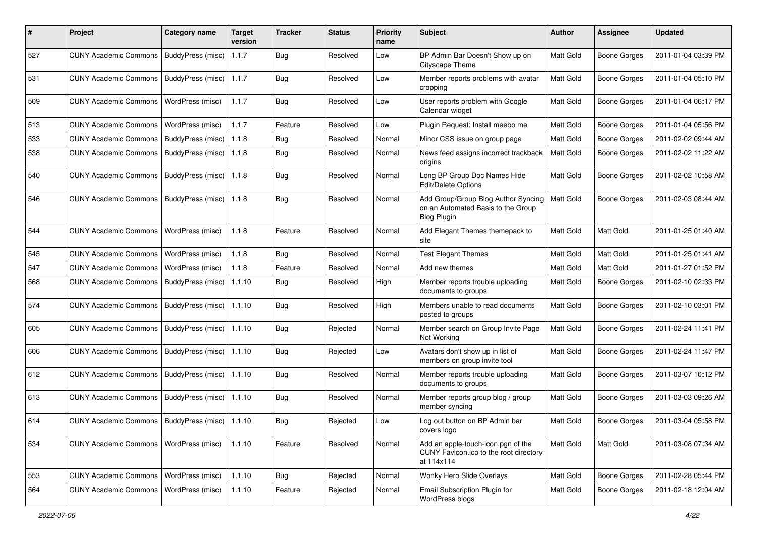| # | Project | Category name | Target version | Tracker | Status | Priority name | Subject | Author | Assignee | Updated |
|---|---|---|---|---|---|---|---|---|---|---|
| 527 | CUNY Academic Commons | BuddyPress (misc) | 1.1.7 | Bug | Resolved | Low | BP Admin Bar Doesn't Show up on Cityscape Theme | Matt Gold | Boone Gorges | 2011-01-04 03:39 PM |
| 531 | CUNY Academic Commons | BuddyPress (misc) | 1.1.7 | Bug | Resolved | Low | Member reports problems with avatar cropping | Matt Gold | Boone Gorges | 2011-01-04 05:10 PM |
| 509 | CUNY Academic Commons | WordPress (misc) | 1.1.7 | Bug | Resolved | Low | User reports problem with Google Calendar widget | Matt Gold | Boone Gorges | 2011-01-04 06:17 PM |
| 513 | CUNY Academic Commons | WordPress (misc) | 1.1.7 | Feature | Resolved | Low | Plugin Request: Install meebo me | Matt Gold | Boone Gorges | 2011-01-04 05:56 PM |
| 533 | CUNY Academic Commons | BuddyPress (misc) | 1.1.8 | Bug | Resolved | Normal | Minor CSS issue on group page | Matt Gold | Boone Gorges | 2011-02-02 09:44 AM |
| 538 | CUNY Academic Commons | BuddyPress (misc) | 1.1.8 | Bug | Resolved | Normal | News feed assigns incorrect trackback origins | Matt Gold | Boone Gorges | 2011-02-02 11:22 AM |
| 540 | CUNY Academic Commons | BuddyPress (misc) | 1.1.8 | Bug | Resolved | Normal | Long BP Group Doc Names Hide Edit/Delete Options | Matt Gold | Boone Gorges | 2011-02-02 10:58 AM |
| 546 | CUNY Academic Commons | BuddyPress (misc) | 1.1.8 | Bug | Resolved | Normal | Add Group/Group Blog Author Syncing on an Automated Basis to the Group Blog Plugin | Matt Gold | Boone Gorges | 2011-02-03 08:44 AM |
| 544 | CUNY Academic Commons | WordPress (misc) | 1.1.8 | Feature | Resolved | Normal | Add Elegant Themes themepack to site | Matt Gold | Matt Gold | 2011-01-25 01:40 AM |
| 545 | CUNY Academic Commons | WordPress (misc) | 1.1.8 | Bug | Resolved | Normal | Test Elegant Themes | Matt Gold | Matt Gold | 2011-01-25 01:41 AM |
| 547 | CUNY Academic Commons | WordPress (misc) | 1.1.8 | Feature | Resolved | Normal | Add new themes | Matt Gold | Matt Gold | 2011-01-27 01:52 PM |
| 568 | CUNY Academic Commons | BuddyPress (misc) | 1.1.10 | Bug | Resolved | High | Member reports trouble uploading documents to groups | Matt Gold | Boone Gorges | 2011-02-10 02:33 PM |
| 574 | CUNY Academic Commons | BuddyPress (misc) | 1.1.10 | Bug | Resolved | High | Members unable to read documents posted to groups | Matt Gold | Boone Gorges | 2011-02-10 03:01 PM |
| 605 | CUNY Academic Commons | BuddyPress (misc) | 1.1.10 | Bug | Rejected | Normal | Member search on Group Invite Page Not Working | Matt Gold | Boone Gorges | 2011-02-24 11:41 PM |
| 606 | CUNY Academic Commons | BuddyPress (misc) | 1.1.10 | Bug | Rejected | Low | Avatars don't show up in list of members on group invite tool | Matt Gold | Boone Gorges | 2011-02-24 11:47 PM |
| 612 | CUNY Academic Commons | BuddyPress (misc) | 1.1.10 | Bug | Resolved | Normal | Member reports trouble uploading documents to groups | Matt Gold | Boone Gorges | 2011-03-07 10:12 PM |
| 613 | CUNY Academic Commons | BuddyPress (misc) | 1.1.10 | Bug | Resolved | Normal | Member reports group blog / group member syncing | Matt Gold | Boone Gorges | 2011-03-03 09:26 AM |
| 614 | CUNY Academic Commons | BuddyPress (misc) | 1.1.10 | Bug | Rejected | Low | Log out button on BP Admin bar covers logo | Matt Gold | Boone Gorges | 2011-03-04 05:58 PM |
| 534 | CUNY Academic Commons | WordPress (misc) | 1.1.10 | Feature | Resolved | Normal | Add an apple-touch-icon.pgn of the CUNY Favicon.ico to the root directory at 114x114 | Matt Gold | Matt Gold | 2011-03-08 07:34 AM |
| 553 | CUNY Academic Commons | WordPress (misc) | 1.1.10 | Bug | Rejected | Normal | Wonky Hero Slide Overlays | Matt Gold | Boone Gorges | 2011-02-28 05:44 PM |
| 564 | CUNY Academic Commons | WordPress (misc) | 1.1.10 | Feature | Rejected | Normal | Email Subscription Plugin for WordPress blogs | Matt Gold | Boone Gorges | 2011-02-18 12:04 AM |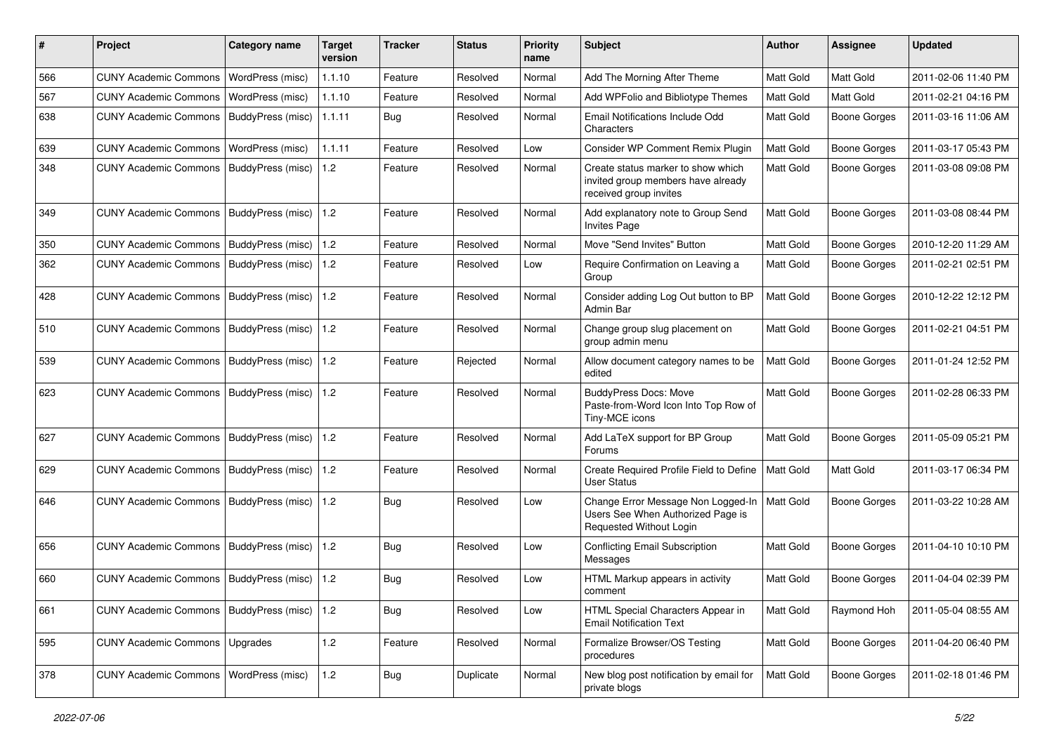| # | Project | Category name | Target version | Tracker | Status | Priority name | Subject | Author | Assignee | Updated |
|---|---|---|---|---|---|---|---|---|---|---|
| 566 | CUNY Academic Commons | WordPress (misc) | 1.1.10 | Feature | Resolved | Normal | Add The Morning After Theme | Matt Gold | Matt Gold | 2011-02-06 11:40 PM |
| 567 | CUNY Academic Commons | WordPress (misc) | 1.1.10 | Feature | Resolved | Normal | Add WPFolio and Bibliotype Themes | Matt Gold | Matt Gold | 2011-02-21 04:16 PM |
| 638 | CUNY Academic Commons | BuddyPress (misc) | 1.1.11 | Bug | Resolved | Normal | Email Notifications Include Odd Characters | Matt Gold | Boone Gorges | 2011-03-16 11:06 AM |
| 639 | CUNY Academic Commons | WordPress (misc) | 1.1.11 | Feature | Resolved | Low | Consider WP Comment Remix Plugin | Matt Gold | Boone Gorges | 2011-03-17 05:43 PM |
| 348 | CUNY Academic Commons | BuddyPress (misc) | 1.2 | Feature | Resolved | Normal | Create status marker to show which invited group members have already received group invites | Matt Gold | Boone Gorges | 2011-03-08 09:08 PM |
| 349 | CUNY Academic Commons | BuddyPress (misc) | 1.2 | Feature | Resolved | Normal | Add explanatory note to Group Send Invites Page | Matt Gold | Boone Gorges | 2011-03-08 08:44 PM |
| 350 | CUNY Academic Commons | BuddyPress (misc) | 1.2 | Feature | Resolved | Normal | Move "Send Invites" Button | Matt Gold | Boone Gorges | 2010-12-20 11:29 AM |
| 362 | CUNY Academic Commons | BuddyPress (misc) | 1.2 | Feature | Resolved | Low | Require Confirmation on Leaving a Group | Matt Gold | Boone Gorges | 2011-02-21 02:51 PM |
| 428 | CUNY Academic Commons | BuddyPress (misc) | 1.2 | Feature | Resolved | Normal | Consider adding Log Out button to BP Admin Bar | Matt Gold | Boone Gorges | 2010-12-22 12:12 PM |
| 510 | CUNY Academic Commons | BuddyPress (misc) | 1.2 | Feature | Resolved | Normal | Change group slug placement on group admin menu | Matt Gold | Boone Gorges | 2011-02-21 04:51 PM |
| 539 | CUNY Academic Commons | BuddyPress (misc) | 1.2 | Feature | Rejected | Normal | Allow document category names to be edited | Matt Gold | Boone Gorges | 2011-01-24 12:52 PM |
| 623 | CUNY Academic Commons | BuddyPress (misc) | 1.2 | Feature | Resolved | Normal | BuddyPress Docs: Move Paste-from-Word Icon Into Top Row of Tiny-MCE icons | Matt Gold | Boone Gorges | 2011-02-28 06:33 PM |
| 627 | CUNY Academic Commons | BuddyPress (misc) | 1.2 | Feature | Resolved | Normal | Add LaTeX support for BP Group Forums | Matt Gold | Boone Gorges | 2011-05-09 05:21 PM |
| 629 | CUNY Academic Commons | BuddyPress (misc) | 1.2 | Feature | Resolved | Normal | Create Required Profile Field to Define User Status | Matt Gold | Matt Gold | 2011-03-17 06:34 PM |
| 646 | CUNY Academic Commons | BuddyPress (misc) | 1.2 | Bug | Resolved | Low | Change Error Message Non Logged-In Users See When Authorized Page is Requested Without Login | Matt Gold | Boone Gorges | 2011-03-22 10:28 AM |
| 656 | CUNY Academic Commons | BuddyPress (misc) | 1.2 | Bug | Resolved | Low | Conflicting Email Subscription Messages | Matt Gold | Boone Gorges | 2011-04-10 10:10 PM |
| 660 | CUNY Academic Commons | BuddyPress (misc) | 1.2 | Bug | Resolved | Low | HTML Markup appears in activity comment | Matt Gold | Boone Gorges | 2011-04-04 02:39 PM |
| 661 | CUNY Academic Commons | BuddyPress (misc) | 1.2 | Bug | Resolved | Low | HTML Special Characters Appear in Email Notification Text | Matt Gold | Raymond Hoh | 2011-05-04 08:55 AM |
| 595 | CUNY Academic Commons | Upgrades | 1.2 | Feature | Resolved | Normal | Formalize Browser/OS Testing procedures | Matt Gold | Boone Gorges | 2011-04-20 06:40 PM |
| 378 | CUNY Academic Commons | WordPress (misc) | 1.2 | Bug | Duplicate | Normal | New blog post notification by email for private blogs | Matt Gold | Boone Gorges | 2011-02-18 01:46 PM |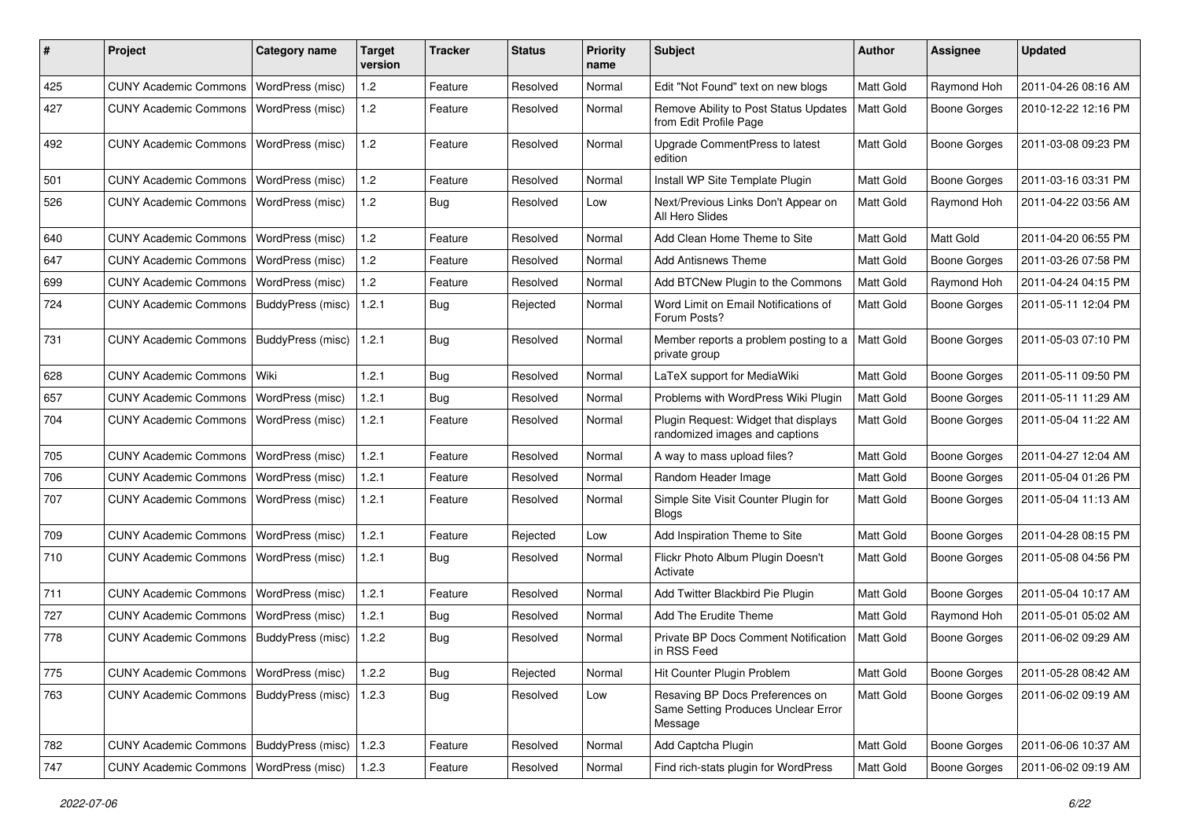| # | Project | Category name | Target version | Tracker | Status | Priority name | Subject | Author | Assignee | Updated |
|---|---|---|---|---|---|---|---|---|---|---|
| 425 | CUNY Academic Commons | WordPress (misc) | 1.2 | Feature | Resolved | Normal | Edit "Not Found" text on new blogs | Matt Gold | Raymond Hoh | 2011-04-26 08:16 AM |
| 427 | CUNY Academic Commons | WordPress (misc) | 1.2 | Feature | Resolved | Normal | Remove Ability to Post Status Updates from Edit Profile Page | Matt Gold | Boone Gorges | 2010-12-22 12:16 PM |
| 492 | CUNY Academic Commons | WordPress (misc) | 1.2 | Feature | Resolved | Normal | Upgrade CommentPress to latest edition | Matt Gold | Boone Gorges | 2011-03-08 09:23 PM |
| 501 | CUNY Academic Commons | WordPress (misc) | 1.2 | Feature | Resolved | Normal | Install WP Site Template Plugin | Matt Gold | Boone Gorges | 2011-03-16 03:31 PM |
| 526 | CUNY Academic Commons | WordPress (misc) | 1.2 | Bug | Resolved | Low | Next/Previous Links Don't Appear on All Hero Slides | Matt Gold | Raymond Hoh | 2011-04-22 03:56 AM |
| 640 | CUNY Academic Commons | WordPress (misc) | 1.2 | Feature | Resolved | Normal | Add Clean Home Theme to Site | Matt Gold | Matt Gold | 2011-04-20 06:55 PM |
| 647 | CUNY Academic Commons | WordPress (misc) | 1.2 | Feature | Resolved | Normal | Add Antisnews Theme | Matt Gold | Boone Gorges | 2011-03-26 07:58 PM |
| 699 | CUNY Academic Commons | WordPress (misc) | 1.2 | Feature | Resolved | Normal | Add BTCNew Plugin to the Commons | Matt Gold | Raymond Hoh | 2011-04-24 04:15 PM |
| 724 | CUNY Academic Commons | BuddyPress (misc) | 1.2.1 | Bug | Rejected | Normal | Word Limit on Email Notifications of Forum Posts? | Matt Gold | Boone Gorges | 2011-05-11 12:04 PM |
| 731 | CUNY Academic Commons | BuddyPress (misc) | 1.2.1 | Bug | Resolved | Normal | Member reports a problem posting to a private group | Matt Gold | Boone Gorges | 2011-05-03 07:10 PM |
| 628 | CUNY Academic Commons | Wiki | 1.2.1 | Bug | Resolved | Normal | LaTeX support for MediaWiki | Matt Gold | Boone Gorges | 2011-05-11 09:50 PM |
| 657 | CUNY Academic Commons | WordPress (misc) | 1.2.1 | Bug | Resolved | Normal | Problems with WordPress Wiki Plugin | Matt Gold | Boone Gorges | 2011-05-11 11:29 AM |
| 704 | CUNY Academic Commons | WordPress (misc) | 1.2.1 | Feature | Resolved | Normal | Plugin Request: Widget that displays randomized images and captions | Matt Gold | Boone Gorges | 2011-05-04 11:22 AM |
| 705 | CUNY Academic Commons | WordPress (misc) | 1.2.1 | Feature | Resolved | Normal | A way to mass upload files? | Matt Gold | Boone Gorges | 2011-04-27 12:04 AM |
| 706 | CUNY Academic Commons | WordPress (misc) | 1.2.1 | Feature | Resolved | Normal | Random Header Image | Matt Gold | Boone Gorges | 2011-05-04 01:26 PM |
| 707 | CUNY Academic Commons | WordPress (misc) | 1.2.1 | Feature | Resolved | Normal | Simple Site Visit Counter Plugin for Blogs | Matt Gold | Boone Gorges | 2011-05-04 11:13 AM |
| 709 | CUNY Academic Commons | WordPress (misc) | 1.2.1 | Feature | Rejected | Low | Add Inspiration Theme to Site | Matt Gold | Boone Gorges | 2011-04-28 08:15 PM |
| 710 | CUNY Academic Commons | WordPress (misc) | 1.2.1 | Bug | Resolved | Normal | Flickr Photo Album Plugin Doesn't Activate | Matt Gold | Boone Gorges | 2011-05-08 04:56 PM |
| 711 | CUNY Academic Commons | WordPress (misc) | 1.2.1 | Feature | Resolved | Normal | Add Twitter Blackbird Pie Plugin | Matt Gold | Boone Gorges | 2011-05-04 10:17 AM |
| 727 | CUNY Academic Commons | WordPress (misc) | 1.2.1 | Bug | Resolved | Normal | Add The Erudite Theme | Matt Gold | Raymond Hoh | 2011-05-01 05:02 AM |
| 778 | CUNY Academic Commons | BuddyPress (misc) | 1.2.2 | Bug | Resolved | Normal | Private BP Docs Comment Notification in RSS Feed | Matt Gold | Boone Gorges | 2011-06-02 09:29 AM |
| 775 | CUNY Academic Commons | WordPress (misc) | 1.2.2 | Bug | Rejected | Normal | Hit Counter Plugin Problem | Matt Gold | Boone Gorges | 2011-05-28 08:42 AM |
| 763 | CUNY Academic Commons | BuddyPress (misc) | 1.2.3 | Bug | Resolved | Low | Resaving BP Docs Preferences on Same Setting Produces Unclear Error Message | Matt Gold | Boone Gorges | 2011-06-02 09:19 AM |
| 782 | CUNY Academic Commons | BuddyPress (misc) | 1.2.3 | Feature | Resolved | Normal | Add Captcha Plugin | Matt Gold | Boone Gorges | 2011-06-06 10:37 AM |
| 747 | CUNY Academic Commons | WordPress (misc) | 1.2.3 | Feature | Resolved | Normal | Find rich-stats plugin for WordPress | Matt Gold | Boone Gorges | 2011-06-02 09:19 AM |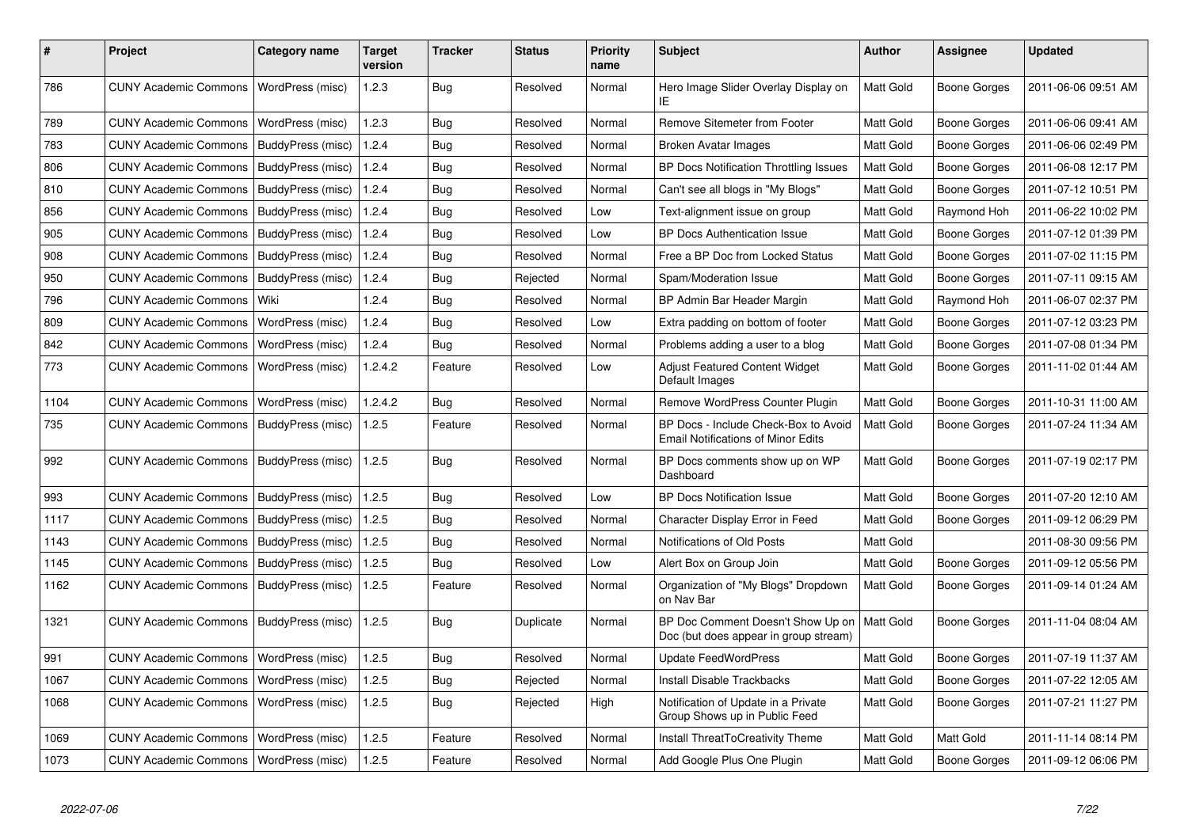| # | Project | Category name | Target version | Tracker | Status | Priority name | Subject | Author | Assignee | Updated |
|---|---|---|---|---|---|---|---|---|---|---|
| 786 | CUNY Academic Commons | WordPress (misc) | 1.2.3 | Bug | Resolved | Normal | Hero Image Slider Overlay Display on IE | Matt Gold | Boone Gorges | 2011-06-06 09:51 AM |
| 789 | CUNY Academic Commons | WordPress (misc) | 1.2.3 | Bug | Resolved | Normal | Remove Sitemeter from Footer | Matt Gold | Boone Gorges | 2011-06-06 09:41 AM |
| 783 | CUNY Academic Commons | BuddyPress (misc) | 1.2.4 | Bug | Resolved | Normal | Broken Avatar Images | Matt Gold | Boone Gorges | 2011-06-06 02:49 PM |
| 806 | CUNY Academic Commons | BuddyPress (misc) | 1.2.4 | Bug | Resolved | Normal | BP Docs Notification Throttling Issues | Matt Gold | Boone Gorges | 2011-06-08 12:17 PM |
| 810 | CUNY Academic Commons | BuddyPress (misc) | 1.2.4 | Bug | Resolved | Normal | Can't see all blogs in "My Blogs" | Matt Gold | Boone Gorges | 2011-07-12 10:51 PM |
| 856 | CUNY Academic Commons | BuddyPress (misc) | 1.2.4 | Bug | Resolved | Low | Text-alignment issue on group | Matt Gold | Raymond Hoh | 2011-06-22 10:02 PM |
| 905 | CUNY Academic Commons | BuddyPress (misc) | 1.2.4 | Bug | Resolved | Low | BP Docs Authentication Issue | Matt Gold | Boone Gorges | 2011-07-12 01:39 PM |
| 908 | CUNY Academic Commons | BuddyPress (misc) | 1.2.4 | Bug | Resolved | Normal | Free a BP Doc from Locked Status | Matt Gold | Boone Gorges | 2011-07-02 11:15 PM |
| 950 | CUNY Academic Commons | BuddyPress (misc) | 1.2.4 | Bug | Rejected | Normal | Spam/Moderation Issue | Matt Gold | Boone Gorges | 2011-07-11 09:15 AM |
| 796 | CUNY Academic Commons | Wiki | 1.2.4 | Bug | Resolved | Normal | BP Admin Bar Header Margin | Matt Gold | Raymond Hoh | 2011-06-07 02:37 PM |
| 809 | CUNY Academic Commons | WordPress (misc) | 1.2.4 | Bug | Resolved | Low | Extra padding on bottom of footer | Matt Gold | Boone Gorges | 2011-07-12 03:23 PM |
| 842 | CUNY Academic Commons | WordPress (misc) | 1.2.4 | Bug | Resolved | Normal | Problems adding a user to a blog | Matt Gold | Boone Gorges | 2011-07-08 01:34 PM |
| 773 | CUNY Academic Commons | WordPress (misc) | 1.2.4.2 | Feature | Resolved | Low | Adjust Featured Content Widget Default Images | Matt Gold | Boone Gorges | 2011-11-02 01:44 AM |
| 1104 | CUNY Academic Commons | WordPress (misc) | 1.2.4.2 | Bug | Resolved | Normal | Remove WordPress Counter Plugin | Matt Gold | Boone Gorges | 2011-10-31 11:00 AM |
| 735 | CUNY Academic Commons | BuddyPress (misc) | 1.2.5 | Feature | Resolved | Normal | BP Docs - Include Check-Box to Avoid Email Notifications of Minor Edits | Matt Gold | Boone Gorges | 2011-07-24 11:34 AM |
| 992 | CUNY Academic Commons | BuddyPress (misc) | 1.2.5 | Bug | Resolved | Normal | BP Docs comments show up on WP Dashboard | Matt Gold | Boone Gorges | 2011-07-19 02:17 PM |
| 993 | CUNY Academic Commons | BuddyPress (misc) | 1.2.5 | Bug | Resolved | Low | BP Docs Notification Issue | Matt Gold | Boone Gorges | 2011-07-20 12:10 AM |
| 1117 | CUNY Academic Commons | BuddyPress (misc) | 1.2.5 | Bug | Resolved | Normal | Character Display Error in Feed | Matt Gold | Boone Gorges | 2011-09-12 06:29 PM |
| 1143 | CUNY Academic Commons | BuddyPress (misc) | 1.2.5 | Bug | Resolved | Normal | Notifications of Old Posts | Matt Gold | | 2011-08-30 09:56 PM |
| 1145 | CUNY Academic Commons | BuddyPress (misc) | 1.2.5 | Bug | Resolved | Low | Alert Box on Group Join | Matt Gold | Boone Gorges | 2011-09-12 05:56 PM |
| 1162 | CUNY Academic Commons | BuddyPress (misc) | 1.2.5 | Feature | Resolved | Normal | Organization of "My Blogs" Dropdown on Nav Bar | Matt Gold | Boone Gorges | 2011-09-14 01:24 AM |
| 1321 | CUNY Academic Commons | BuddyPress (misc) | 1.2.5 | Bug | Duplicate | Normal | BP Doc Comment Doesn't Show Up on Doc (but does appear in group stream) | Matt Gold | Boone Gorges | 2011-11-04 08:04 AM |
| 991 | CUNY Academic Commons | WordPress (misc) | 1.2.5 | Bug | Resolved | Normal | Update FeedWordPress | Matt Gold | Boone Gorges | 2011-07-19 11:37 AM |
| 1067 | CUNY Academic Commons | WordPress (misc) | 1.2.5 | Bug | Rejected | Normal | Install Disable Trackbacks | Matt Gold | Boone Gorges | 2011-07-22 12:05 AM |
| 1068 | CUNY Academic Commons | WordPress (misc) | 1.2.5 | Bug | Rejected | High | Notification of Update in a Private Group Shows up in Public Feed | Matt Gold | Boone Gorges | 2011-07-21 11:27 PM |
| 1069 | CUNY Academic Commons | WordPress (misc) | 1.2.5 | Feature | Resolved | Normal | Install ThreatToCreativity Theme | Matt Gold | Matt Gold | 2011-11-14 08:14 PM |
| 1073 | CUNY Academic Commons | WordPress (misc) | 1.2.5 | Feature | Resolved | Normal | Add Google Plus One Plugin | Matt Gold | Boone Gorges | 2011-09-12 06:06 PM |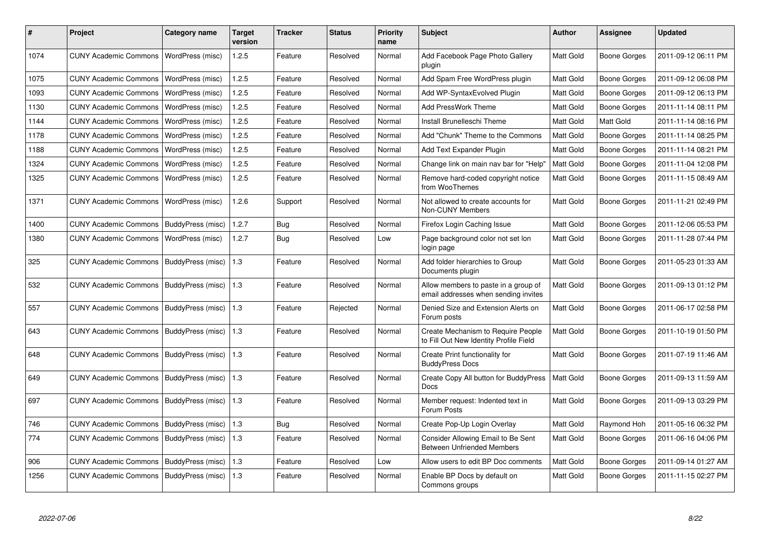| # | Project | Category name | Target version | Tracker | Status | Priority name | Subject | Author | Assignee | Updated |
|---|---|---|---|---|---|---|---|---|---|---|
| 1074 | CUNY Academic Commons | WordPress (misc) | 1.2.5 | Feature | Resolved | Normal | Add Facebook Page Photo Gallery plugin | Matt Gold | Boone Gorges | 2011-09-12 06:11 PM |
| 1075 | CUNY Academic Commons | WordPress (misc) | 1.2.5 | Feature | Resolved | Normal | Add Spam Free WordPress plugin | Matt Gold | Boone Gorges | 2011-09-12 06:08 PM |
| 1093 | CUNY Academic Commons | WordPress (misc) | 1.2.5 | Feature | Resolved | Normal | Add WP-SyntaxEvolved Plugin | Matt Gold | Boone Gorges | 2011-09-12 06:13 PM |
| 1130 | CUNY Academic Commons | WordPress (misc) | 1.2.5 | Feature | Resolved | Normal | Add PressWork Theme | Matt Gold | Boone Gorges | 2011-11-14 08:11 PM |
| 1144 | CUNY Academic Commons | WordPress (misc) | 1.2.5 | Feature | Resolved | Normal | Install Brunelleschi Theme | Matt Gold | Matt Gold | 2011-11-14 08:16 PM |
| 1178 | CUNY Academic Commons | WordPress (misc) | 1.2.5 | Feature | Resolved | Normal | Add "Chunk" Theme to the Commons | Matt Gold | Boone Gorges | 2011-11-14 08:25 PM |
| 1188 | CUNY Academic Commons | WordPress (misc) | 1.2.5 | Feature | Resolved | Normal | Add Text Expander Plugin | Matt Gold | Boone Gorges | 2011-11-14 08:21 PM |
| 1324 | CUNY Academic Commons | WordPress (misc) | 1.2.5 | Feature | Resolved | Normal | Change link on main nav bar for "Help" | Matt Gold | Boone Gorges | 2011-11-04 12:08 PM |
| 1325 | CUNY Academic Commons | WordPress (misc) | 1.2.5 | Feature | Resolved | Normal | Remove hard-coded copyright notice from WooThemes | Matt Gold | Boone Gorges | 2011-11-15 08:49 AM |
| 1371 | CUNY Academic Commons | WordPress (misc) | 1.2.6 | Support | Resolved | Normal | Not allowed to create accounts for Non-CUNY Members | Matt Gold | Boone Gorges | 2011-11-21 02:49 PM |
| 1400 | CUNY Academic Commons | BuddyPress (misc) | 1.2.7 | Bug | Resolved | Normal | Firefox Login Caching Issue | Matt Gold | Boone Gorges | 2011-12-06 05:53 PM |
| 1380 | CUNY Academic Commons | WordPress (misc) | 1.2.7 | Bug | Resolved | Low | Page background color not set lon login page | Matt Gold | Boone Gorges | 2011-11-28 07:44 PM |
| 325 | CUNY Academic Commons | BuddyPress (misc) | 1.3 | Feature | Resolved | Normal | Add folder hierarchies to Group Documents plugin | Matt Gold | Boone Gorges | 2011-05-23 01:33 AM |
| 532 | CUNY Academic Commons | BuddyPress (misc) | 1.3 | Feature | Resolved | Normal | Allow members to paste in a group of email addresses when sending invites | Matt Gold | Boone Gorges | 2011-09-13 01:12 PM |
| 557 | CUNY Academic Commons | BuddyPress (misc) | 1.3 | Feature | Rejected | Normal | Denied Size and Extension Alerts on Forum posts | Matt Gold | Boone Gorges | 2011-06-17 02:58 PM |
| 643 | CUNY Academic Commons | BuddyPress (misc) | 1.3 | Feature | Resolved | Normal | Create Mechanism to Require People to Fill Out New Identity Profile Field | Matt Gold | Boone Gorges | 2011-10-19 01:50 PM |
| 648 | CUNY Academic Commons | BuddyPress (misc) | 1.3 | Feature | Resolved | Normal | Create Print functionality for BuddyPress Docs | Matt Gold | Boone Gorges | 2011-07-19 11:46 AM |
| 649 | CUNY Academic Commons | BuddyPress (misc) | 1.3 | Feature | Resolved | Normal | Create Copy All button for BuddyPress Docs | Matt Gold | Boone Gorges | 2011-09-13 11:59 AM |
| 697 | CUNY Academic Commons | BuddyPress (misc) | 1.3 | Feature | Resolved | Normal | Member request: Indented text in Forum Posts | Matt Gold | Boone Gorges | 2011-09-13 03:29 PM |
| 746 | CUNY Academic Commons | BuddyPress (misc) | 1.3 | Bug | Resolved | Normal | Create Pop-Up Login Overlay | Matt Gold | Raymond Hoh | 2011-05-16 06:32 PM |
| 774 | CUNY Academic Commons | BuddyPress (misc) | 1.3 | Feature | Resolved | Normal | Consider Allowing Email to Be Sent Between Unfriended Members | Matt Gold | Boone Gorges | 2011-06-16 04:06 PM |
| 906 | CUNY Academic Commons | BuddyPress (misc) | 1.3 | Feature | Resolved | Low | Allow users to edit BP Doc comments | Matt Gold | Boone Gorges | 2011-09-14 01:27 AM |
| 1256 | CUNY Academic Commons | BuddyPress (misc) | 1.3 | Feature | Resolved | Normal | Enable BP Docs by default on Commons groups | Matt Gold | Boone Gorges | 2011-11-15 02:27 PM |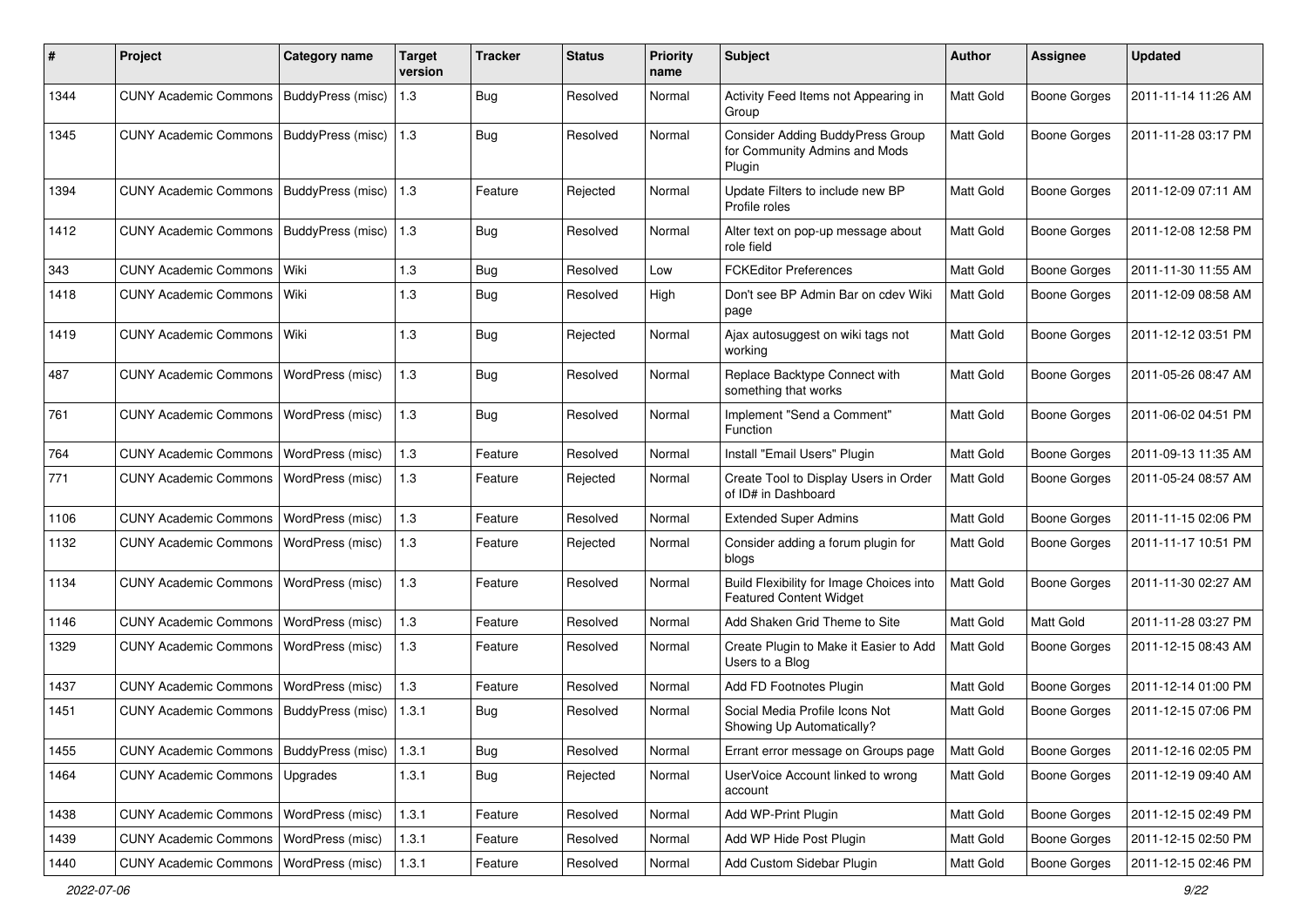| # | Project | Category name | Target version | Tracker | Status | Priority name | Subject | Author | Assignee | Updated |
|---|---|---|---|---|---|---|---|---|---|---|
| 1344 | CUNY Academic Commons | BuddyPress (misc) | 1.3 | Bug | Resolved | Normal | Activity Feed Items not Appearing in Group | Matt Gold | Boone Gorges | 2011-11-14 11:26 AM |
| 1345 | CUNY Academic Commons | BuddyPress (misc) | 1.3 | Bug | Resolved | Normal | Consider Adding BuddyPress Group for Community Admins and Mods Plugin | Matt Gold | Boone Gorges | 2011-11-28 03:17 PM |
| 1394 | CUNY Academic Commons | BuddyPress (misc) | 1.3 | Feature | Rejected | Normal | Update Filters to include new BP Profile roles | Matt Gold | Boone Gorges | 2011-12-09 07:11 AM |
| 1412 | CUNY Academic Commons | BuddyPress (misc) | 1.3 | Bug | Resolved | Normal | Alter text on pop-up message about role field | Matt Gold | Boone Gorges | 2011-12-08 12:58 PM |
| 343 | CUNY Academic Commons | Wiki | 1.3 | Bug | Resolved | Low | FCKEditor Preferences | Matt Gold | Boone Gorges | 2011-11-30 11:55 AM |
| 1418 | CUNY Academic Commons | Wiki | 1.3 | Bug | Resolved | High | Don't see BP Admin Bar on cdev Wiki page | Matt Gold | Boone Gorges | 2011-12-09 08:58 AM |
| 1419 | CUNY Academic Commons | Wiki | 1.3 | Bug | Rejected | Normal | Ajax autosuggest on wiki tags not working | Matt Gold | Boone Gorges | 2011-12-12 03:51 PM |
| 487 | CUNY Academic Commons | WordPress (misc) | 1.3 | Bug | Resolved | Normal | Replace Backtype Connect with something that works | Matt Gold | Boone Gorges | 2011-05-26 08:47 AM |
| 761 | CUNY Academic Commons | WordPress (misc) | 1.3 | Bug | Resolved | Normal | Implement "Send a Comment" Function | Matt Gold | Boone Gorges | 2011-06-02 04:51 PM |
| 764 | CUNY Academic Commons | WordPress (misc) | 1.3 | Feature | Resolved | Normal | Install "Email Users" Plugin | Matt Gold | Boone Gorges | 2011-09-13 11:35 AM |
| 771 | CUNY Academic Commons | WordPress (misc) | 1.3 | Feature | Rejected | Normal | Create Tool to Display Users in Order of ID# in Dashboard | Matt Gold | Boone Gorges | 2011-05-24 08:57 AM |
| 1106 | CUNY Academic Commons | WordPress (misc) | 1.3 | Feature | Resolved | Normal | Extended Super Admins | Matt Gold | Boone Gorges | 2011-11-15 02:06 PM |
| 1132 | CUNY Academic Commons | WordPress (misc) | 1.3 | Feature | Rejected | Normal | Consider adding a forum plugin for blogs | Matt Gold | Boone Gorges | 2011-11-17 10:51 PM |
| 1134 | CUNY Academic Commons | WordPress (misc) | 1.3 | Feature | Resolved | Normal | Build Flexibility for Image Choices into Featured Content Widget | Matt Gold | Boone Gorges | 2011-11-30 02:27 AM |
| 1146 | CUNY Academic Commons | WordPress (misc) | 1.3 | Feature | Resolved | Normal | Add Shaken Grid Theme to Site | Matt Gold | Matt Gold | 2011-11-28 03:27 PM |
| 1329 | CUNY Academic Commons | WordPress (misc) | 1.3 | Feature | Resolved | Normal | Create Plugin to Make it Easier to Add Users to a Blog | Matt Gold | Boone Gorges | 2011-12-15 08:43 AM |
| 1437 | CUNY Academic Commons | WordPress (misc) | 1.3 | Feature | Resolved | Normal | Add FD Footnotes Plugin | Matt Gold | Boone Gorges | 2011-12-14 01:00 PM |
| 1451 | CUNY Academic Commons | BuddyPress (misc) | 1.3.1 | Bug | Resolved | Normal | Social Media Profile Icons Not Showing Up Automatically? | Matt Gold | Boone Gorges | 2011-12-15 07:06 PM |
| 1455 | CUNY Academic Commons | BuddyPress (misc) | 1.3.1 | Bug | Resolved | Normal | Errant error message on Groups page | Matt Gold | Boone Gorges | 2011-12-16 02:05 PM |
| 1464 | CUNY Academic Commons | Upgrades | 1.3.1 | Bug | Rejected | Normal | UserVoice Account linked to wrong account | Matt Gold | Boone Gorges | 2011-12-19 09:40 AM |
| 1438 | CUNY Academic Commons | WordPress (misc) | 1.3.1 | Feature | Resolved | Normal | Add WP-Print Plugin | Matt Gold | Boone Gorges | 2011-12-15 02:49 PM |
| 1439 | CUNY Academic Commons | WordPress (misc) | 1.3.1 | Feature | Resolved | Normal | Add WP Hide Post Plugin | Matt Gold | Boone Gorges | 2011-12-15 02:50 PM |
| 1440 | CUNY Academic Commons | WordPress (misc) | 1.3.1 | Feature | Resolved | Normal | Add Custom Sidebar Plugin | Matt Gold | Boone Gorges | 2011-12-15 02:46 PM |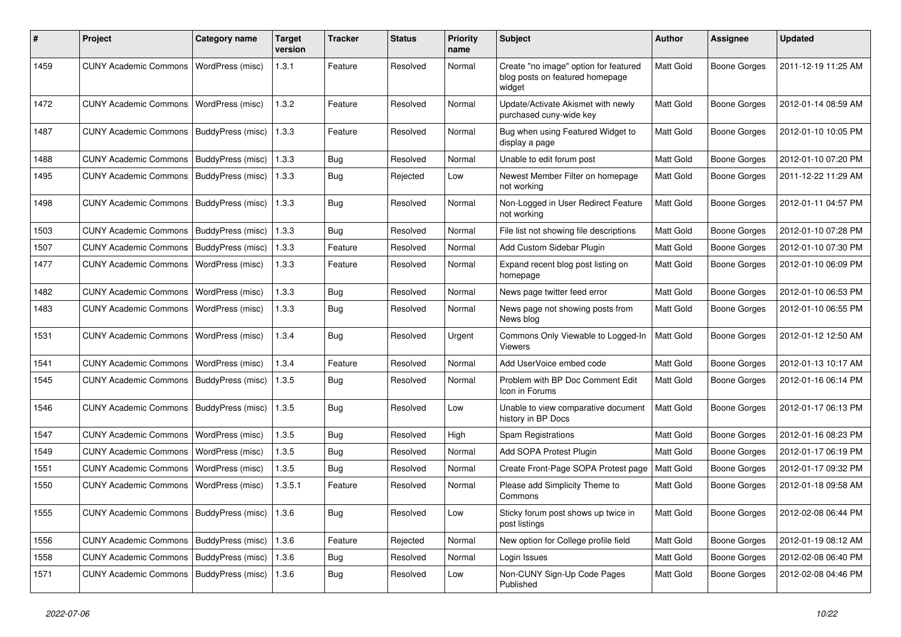| # | Project | Category name | Target version | Tracker | Status | Priority name | Subject | Author | Assignee | Updated |
|---|---|---|---|---|---|---|---|---|---|---|
| 1459 | CUNY Academic Commons | WordPress (misc) | 1.3.1 | Feature | Resolved | Normal | Create "no image" option for featured blog posts on featured homepage widget | Matt Gold | Boone Gorges | 2011-12-19 11:25 AM |
| 1472 | CUNY Academic Commons | WordPress (misc) | 1.3.2 | Feature | Resolved | Normal | Update/Activate Akismet with newly purchased cuny-wide key | Matt Gold | Boone Gorges | 2012-01-14 08:59 AM |
| 1487 | CUNY Academic Commons | BuddyPress (misc) | 1.3.3 | Feature | Resolved | Normal | Bug when using Featured Widget to display a page | Matt Gold | Boone Gorges | 2012-01-10 10:05 PM |
| 1488 | CUNY Academic Commons | BuddyPress (misc) | 1.3.3 | Bug | Resolved | Normal | Unable to edit forum post | Matt Gold | Boone Gorges | 2012-01-10 07:20 PM |
| 1495 | CUNY Academic Commons | BuddyPress (misc) | 1.3.3 | Bug | Rejected | Low | Newest Member Filter on homepage not working | Matt Gold | Boone Gorges | 2011-12-22 11:29 AM |
| 1498 | CUNY Academic Commons | BuddyPress (misc) | 1.3.3 | Bug | Resolved | Normal | Non-Logged in User Redirect Feature not working | Matt Gold | Boone Gorges | 2012-01-11 04:57 PM |
| 1503 | CUNY Academic Commons | BuddyPress (misc) | 1.3.3 | Bug | Resolved | Normal | File list not showing file descriptions | Matt Gold | Boone Gorges | 2012-01-10 07:28 PM |
| 1507 | CUNY Academic Commons | BuddyPress (misc) | 1.3.3 | Feature | Resolved | Normal | Add Custom Sidebar Plugin | Matt Gold | Boone Gorges | 2012-01-10 07:30 PM |
| 1477 | CUNY Academic Commons | WordPress (misc) | 1.3.3 | Feature | Resolved | Normal | Expand recent blog post listing on homepage | Matt Gold | Boone Gorges | 2012-01-10 06:09 PM |
| 1482 | CUNY Academic Commons | WordPress (misc) | 1.3.3 | Bug | Resolved | Normal | News page twitter feed error | Matt Gold | Boone Gorges | 2012-01-10 06:53 PM |
| 1483 | CUNY Academic Commons | WordPress (misc) | 1.3.3 | Bug | Resolved | Normal | News page not showing posts from News blog | Matt Gold | Boone Gorges | 2012-01-10 06:55 PM |
| 1531 | CUNY Academic Commons | WordPress (misc) | 1.3.4 | Bug | Resolved | Urgent | Commons Only Viewable to Logged-In Viewers | Matt Gold | Boone Gorges | 2012-01-12 12:50 AM |
| 1541 | CUNY Academic Commons | WordPress (misc) | 1.3.4 | Feature | Resolved | Normal | Add UserVoice embed code | Matt Gold | Boone Gorges | 2012-01-13 10:17 AM |
| 1545 | CUNY Academic Commons | BuddyPress (misc) | 1.3.5 | Bug | Resolved | Normal | Problem with BP Doc Comment Edit Icon in Forums | Matt Gold | Boone Gorges | 2012-01-16 06:14 PM |
| 1546 | CUNY Academic Commons | BuddyPress (misc) | 1.3.5 | Bug | Resolved | Low | Unable to view comparative document history in BP Docs | Matt Gold | Boone Gorges | 2012-01-17 06:13 PM |
| 1547 | CUNY Academic Commons | WordPress (misc) | 1.3.5 | Bug | Resolved | High | Spam Registrations | Matt Gold | Boone Gorges | 2012-01-16 08:23 PM |
| 1549 | CUNY Academic Commons | WordPress (misc) | 1.3.5 | Bug | Resolved | Normal | Add SOPA Protest Plugin | Matt Gold | Boone Gorges | 2012-01-17 06:19 PM |
| 1551 | CUNY Academic Commons | WordPress (misc) | 1.3.5 | Bug | Resolved | Normal | Create Front-Page SOPA Protest page | Matt Gold | Boone Gorges | 2012-01-17 09:32 PM |
| 1550 | CUNY Academic Commons | WordPress (misc) | 1.3.5.1 | Feature | Resolved | Normal | Please add Simplicity Theme to Commons | Matt Gold | Boone Gorges | 2012-01-18 09:58 AM |
| 1555 | CUNY Academic Commons | BuddyPress (misc) | 1.3.6 | Bug | Resolved | Low | Sticky forum post shows up twice in post listings | Matt Gold | Boone Gorges | 2012-02-08 06:44 PM |
| 1556 | CUNY Academic Commons | BuddyPress (misc) | 1.3.6 | Feature | Rejected | Normal | New option for College profile field | Matt Gold | Boone Gorges | 2012-01-19 08:12 AM |
| 1558 | CUNY Academic Commons | BuddyPress (misc) | 1.3.6 | Bug | Resolved | Normal | Login Issues | Matt Gold | Boone Gorges | 2012-02-08 06:40 PM |
| 1571 | CUNY Academic Commons | BuddyPress (misc) | 1.3.6 | Bug | Resolved | Low | Non-CUNY Sign-Up Code Pages Published | Matt Gold | Boone Gorges | 2012-02-08 04:46 PM |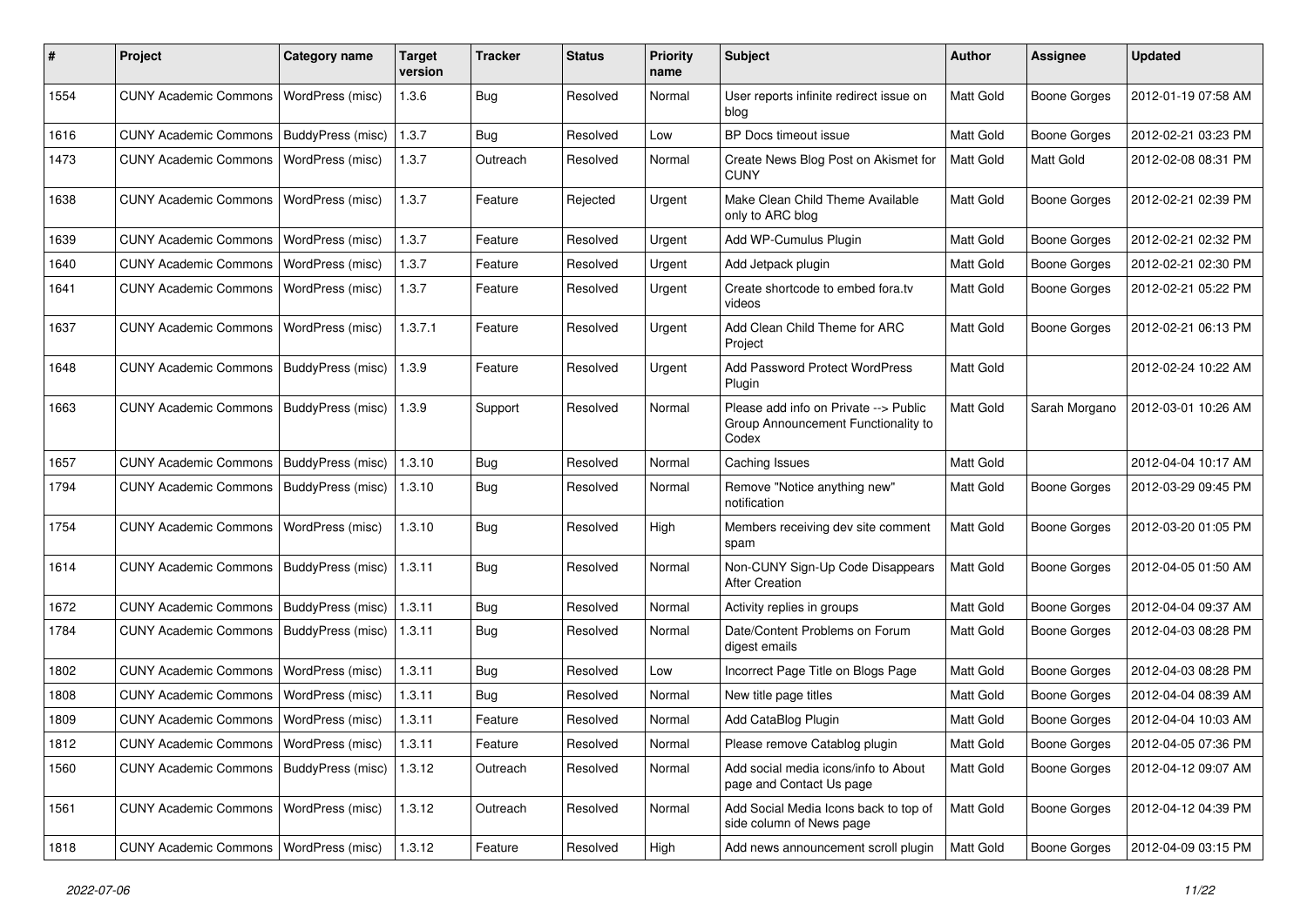| # | Project | Category name | Target version | Tracker | Status | Priority name | Subject | Author | Assignee | Updated |
|---|---|---|---|---|---|---|---|---|---|---|
| 1554 | CUNY Academic Commons | WordPress (misc) | 1.3.6 | Bug | Resolved | Normal | User reports infinite redirect issue on blog | Matt Gold | Boone Gorges | 2012-01-19 07:58 AM |
| 1616 | CUNY Academic Commons | BuddyPress (misc) | 1.3.7 | Bug | Resolved | Low | BP Docs timeout issue | Matt Gold | Boone Gorges | 2012-02-21 03:23 PM |
| 1473 | CUNY Academic Commons | WordPress (misc) | 1.3.7 | Outreach | Resolved | Normal | Create News Blog Post on Akismet for CUNY | Matt Gold | Matt Gold | 2012-02-08 08:31 PM |
| 1638 | CUNY Academic Commons | WordPress (misc) | 1.3.7 | Feature | Rejected | Urgent | Make Clean Child Theme Available only to ARC blog | Matt Gold | Boone Gorges | 2012-02-21 02:39 PM |
| 1639 | CUNY Academic Commons | WordPress (misc) | 1.3.7 | Feature | Resolved | Urgent | Add WP-Cumulus Plugin | Matt Gold | Boone Gorges | 2012-02-21 02:32 PM |
| 1640 | CUNY Academic Commons | WordPress (misc) | 1.3.7 | Feature | Resolved | Urgent | Add Jetpack plugin | Matt Gold | Boone Gorges | 2012-02-21 02:30 PM |
| 1641 | CUNY Academic Commons | WordPress (misc) | 1.3.7 | Feature | Resolved | Urgent | Create shortcode to embed fora.tv videos | Matt Gold | Boone Gorges | 2012-02-21 05:22 PM |
| 1637 | CUNY Academic Commons | WordPress (misc) | 1.3.7.1 | Feature | Resolved | Urgent | Add Clean Child Theme for ARC Project | Matt Gold | Boone Gorges | 2012-02-21 06:13 PM |
| 1648 | CUNY Academic Commons | BuddyPress (misc) | 1.3.9 | Feature | Resolved | Urgent | Add Password Protect WordPress Plugin | Matt Gold | | 2012-02-24 10:22 AM |
| 1663 | CUNY Academic Commons | BuddyPress (misc) | 1.3.9 | Support | Resolved | Normal | Please add info on Private --> Public Group Announcement Functionality to Codex | Matt Gold | Sarah Morgano | 2012-03-01 10:26 AM |
| 1657 | CUNY Academic Commons | BuddyPress (misc) | 1.3.10 | Bug | Resolved | Normal | Caching Issues | Matt Gold | | 2012-04-04 10:17 AM |
| 1794 | CUNY Academic Commons | BuddyPress (misc) | 1.3.10 | Bug | Resolved | Normal | Remove "Notice anything new" notification | Matt Gold | Boone Gorges | 2012-03-29 09:45 PM |
| 1754 | CUNY Academic Commons | WordPress (misc) | 1.3.10 | Bug | Resolved | High | Members receiving dev site comment spam | Matt Gold | Boone Gorges | 2012-03-20 01:05 PM |
| 1614 | CUNY Academic Commons | BuddyPress (misc) | 1.3.11 | Bug | Resolved | Normal | Non-CUNY Sign-Up Code Disappears After Creation | Matt Gold | Boone Gorges | 2012-04-05 01:50 AM |
| 1672 | CUNY Academic Commons | BuddyPress (misc) | 1.3.11 | Bug | Resolved | Normal | Activity replies in groups | Matt Gold | Boone Gorges | 2012-04-04 09:37 AM |
| 1784 | CUNY Academic Commons | BuddyPress (misc) | 1.3.11 | Bug | Resolved | Normal | Date/Content Problems on Forum digest emails | Matt Gold | Boone Gorges | 2012-04-03 08:28 PM |
| 1802 | CUNY Academic Commons | WordPress (misc) | 1.3.11 | Bug | Resolved | Low | Incorrect Page Title on Blogs Page | Matt Gold | Boone Gorges | 2012-04-03 08:28 PM |
| 1808 | CUNY Academic Commons | WordPress (misc) | 1.3.11 | Bug | Resolved | Normal | New title page titles | Matt Gold | Boone Gorges | 2012-04-04 08:39 AM |
| 1809 | CUNY Academic Commons | WordPress (misc) | 1.3.11 | Feature | Resolved | Normal | Add CataBlog Plugin | Matt Gold | Boone Gorges | 2012-04-04 10:03 AM |
| 1812 | CUNY Academic Commons | WordPress (misc) | 1.3.11 | Feature | Resolved | Normal | Please remove Catablog plugin | Matt Gold | Boone Gorges | 2012-04-05 07:36 PM |
| 1560 | CUNY Academic Commons | BuddyPress (misc) | 1.3.12 | Outreach | Resolved | Normal | Add social media icons/info to About page and Contact Us page | Matt Gold | Boone Gorges | 2012-04-12 09:07 AM |
| 1561 | CUNY Academic Commons | WordPress (misc) | 1.3.12 | Outreach | Resolved | Normal | Add Social Media Icons back to top of side column of News page | Matt Gold | Boone Gorges | 2012-04-12 04:39 PM |
| 1818 | CUNY Academic Commons | WordPress (misc) | 1.3.12 | Feature | Resolved | High | Add news announcement scroll plugin | Matt Gold | Boone Gorges | 2012-04-09 03:15 PM |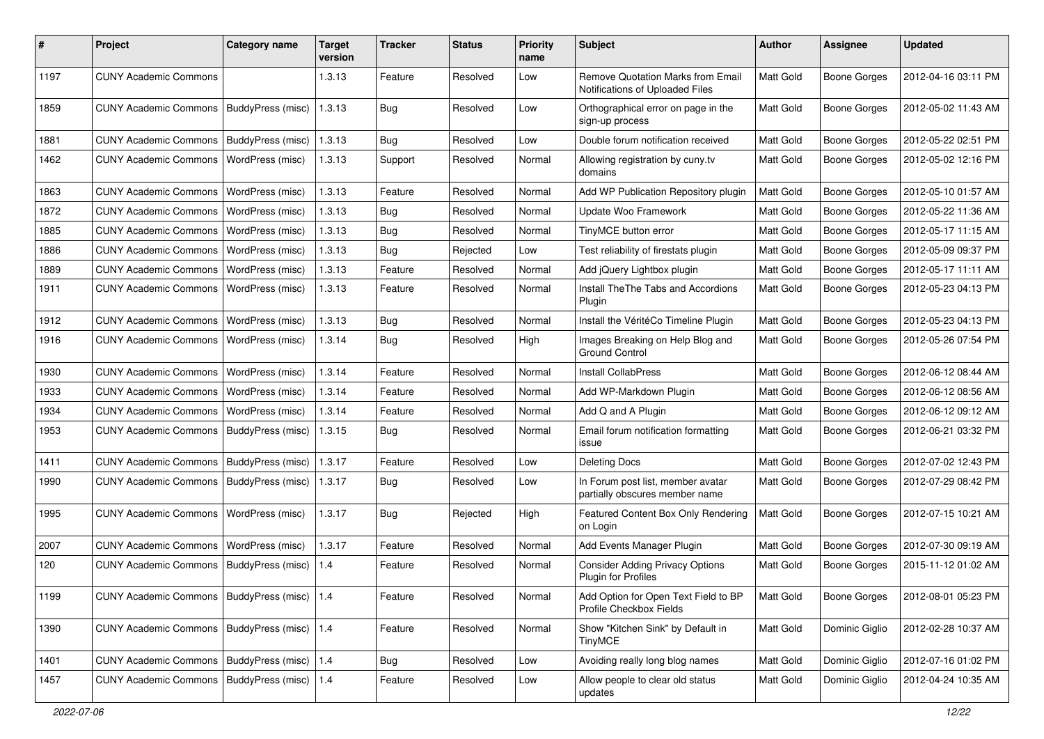| # | Project | Category name | Target version | Tracker | Status | Priority name | Subject | Author | Assignee | Updated |
|---|---|---|---|---|---|---|---|---|---|---|
| 1197 | CUNY Academic Commons | | 1.3.13 | Feature | Resolved | Low | Remove Quotation Marks from Email Notifications of Uploaded Files | Matt Gold | Boone Gorges | 2012-04-16 03:11 PM |
| 1859 | CUNY Academic Commons | BuddyPress (misc) | 1.3.13 | Bug | Resolved | Low | Orthographical error on page in the sign-up process | Matt Gold | Boone Gorges | 2012-05-02 11:43 AM |
| 1881 | CUNY Academic Commons | BuddyPress (misc) | 1.3.13 | Bug | Resolved | Low | Double forum notification received | Matt Gold | Boone Gorges | 2012-05-22 02:51 PM |
| 1462 | CUNY Academic Commons | WordPress (misc) | 1.3.13 | Support | Resolved | Normal | Allowing registration by cuny.tv domains | Matt Gold | Boone Gorges | 2012-05-02 12:16 PM |
| 1863 | CUNY Academic Commons | WordPress (misc) | 1.3.13 | Feature | Resolved | Normal | Add WP Publication Repository plugin | Matt Gold | Boone Gorges | 2012-05-10 01:57 AM |
| 1872 | CUNY Academic Commons | WordPress (misc) | 1.3.13 | Bug | Resolved | Normal | Update Woo Framework | Matt Gold | Boone Gorges | 2012-05-22 11:36 AM |
| 1885 | CUNY Academic Commons | WordPress (misc) | 1.3.13 | Bug | Resolved | Normal | TinyMCE button error | Matt Gold | Boone Gorges | 2012-05-17 11:15 AM |
| 1886 | CUNY Academic Commons | WordPress (misc) | 1.3.13 | Bug | Rejected | Low | Test reliability of firestats plugin | Matt Gold | Boone Gorges | 2012-05-09 09:37 PM |
| 1889 | CUNY Academic Commons | WordPress (misc) | 1.3.13 | Feature | Resolved | Normal | Add jQuery Lightbox plugin | Matt Gold | Boone Gorges | 2012-05-17 11:11 AM |
| 1911 | CUNY Academic Commons | WordPress (misc) | 1.3.13 | Feature | Resolved | Normal | Install TheThe Tabs and Accordions Plugin | Matt Gold | Boone Gorges | 2012-05-23 04:13 PM |
| 1912 | CUNY Academic Commons | WordPress (misc) | 1.3.13 | Bug | Resolved | Normal | Install the VéritéCo Timeline Plugin | Matt Gold | Boone Gorges | 2012-05-23 04:13 PM |
| 1916 | CUNY Academic Commons | WordPress (misc) | 1.3.14 | Bug | Resolved | High | Images Breaking on Help Blog and Ground Control | Matt Gold | Boone Gorges | 2012-05-26 07:54 PM |
| 1930 | CUNY Academic Commons | WordPress (misc) | 1.3.14 | Feature | Resolved | Normal | Install CollabPress | Matt Gold | Boone Gorges | 2012-06-12 08:44 AM |
| 1933 | CUNY Academic Commons | WordPress (misc) | 1.3.14 | Feature | Resolved | Normal | Add WP-Markdown Plugin | Matt Gold | Boone Gorges | 2012-06-12 08:56 AM |
| 1934 | CUNY Academic Commons | WordPress (misc) | 1.3.14 | Feature | Resolved | Normal | Add Q and A Plugin | Matt Gold | Boone Gorges | 2012-06-12 09:12 AM |
| 1953 | CUNY Academic Commons | BuddyPress (misc) | 1.3.15 | Bug | Resolved | Normal | Email forum notification formatting issue | Matt Gold | Boone Gorges | 2012-06-21 03:32 PM |
| 1411 | CUNY Academic Commons | BuddyPress (misc) | 1.3.17 | Feature | Resolved | Low | Deleting Docs | Matt Gold | Boone Gorges | 2012-07-02 12:43 PM |
| 1990 | CUNY Academic Commons | BuddyPress (misc) | 1.3.17 | Bug | Resolved | Low | In Forum post list, member avatar partially obscures member name | Matt Gold | Boone Gorges | 2012-07-29 08:42 PM |
| 1995 | CUNY Academic Commons | WordPress (misc) | 1.3.17 | Bug | Rejected | High | Featured Content Box Only Rendering on Login | Matt Gold | Boone Gorges | 2012-07-15 10:21 AM |
| 2007 | CUNY Academic Commons | WordPress (misc) | 1.3.17 | Feature | Resolved | Normal | Add Events Manager Plugin | Matt Gold | Boone Gorges | 2012-07-30 09:19 AM |
| 120 | CUNY Academic Commons | BuddyPress (misc) | 1.4 | Feature | Resolved | Normal | Consider Adding Privacy Options Plugin for Profiles | Matt Gold | Boone Gorges | 2015-11-12 01:02 AM |
| 1199 | CUNY Academic Commons | BuddyPress (misc) | 1.4 | Feature | Resolved | Normal | Add Option for Open Text Field to BP Profile Checkbox Fields | Matt Gold | Boone Gorges | 2012-08-01 05:23 PM |
| 1390 | CUNY Academic Commons | BuddyPress (misc) | 1.4 | Feature | Resolved | Normal | Show "Kitchen Sink" by Default in TinyMCE | Matt Gold | Dominic Giglio | 2012-02-28 10:37 AM |
| 1401 | CUNY Academic Commons | BuddyPress (misc) | 1.4 | Bug | Resolved | Low | Avoiding really long blog names | Matt Gold | Dominic Giglio | 2012-07-16 01:02 PM |
| 1457 | CUNY Academic Commons | BuddyPress (misc) | 1.4 | Feature | Resolved | Low | Allow people to clear old status updates | Matt Gold | Dominic Giglio | 2012-04-24 10:35 AM |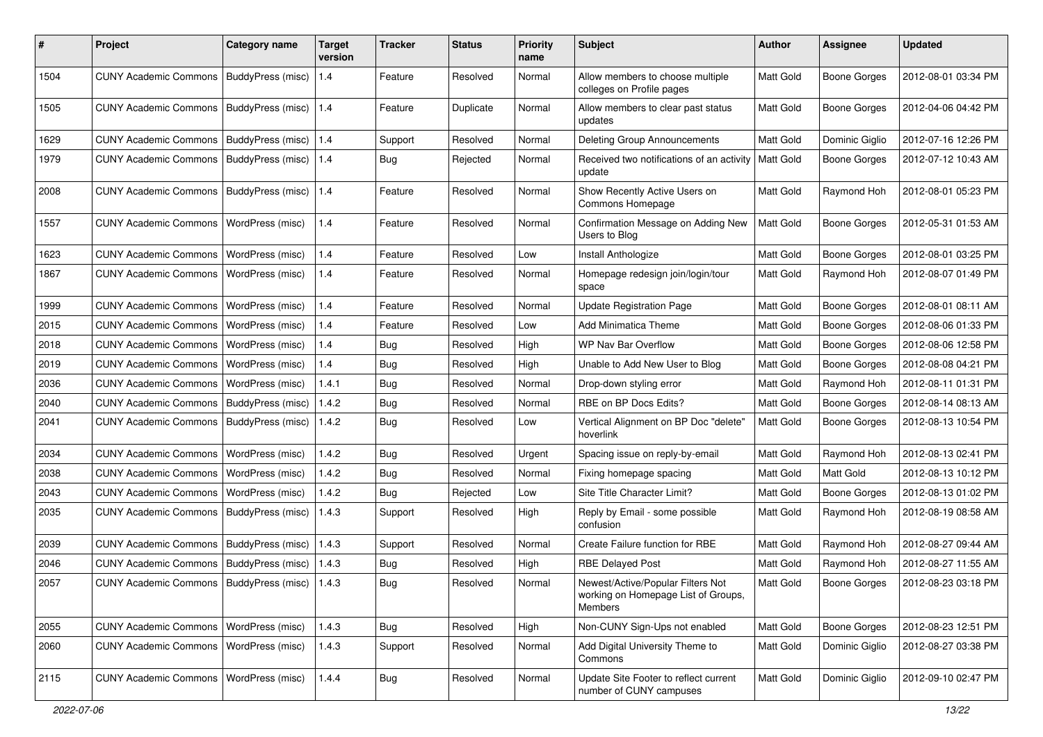| # | Project | Category name | Target version | Tracker | Status | Priority name | Subject | Author | Assignee | Updated |
|---|---|---|---|---|---|---|---|---|---|---|
| 1504 | CUNY Academic Commons | BuddyPress (misc) | 1.4 | Feature | Resolved | Normal | Allow members to choose multiple colleges on Profile pages | Matt Gold | Boone Gorges | 2012-08-01 03:34 PM |
| 1505 | CUNY Academic Commons | BuddyPress (misc) | 1.4 | Feature | Duplicate | Normal | Allow members to clear past status updates | Matt Gold | Boone Gorges | 2012-04-06 04:42 PM |
| 1629 | CUNY Academic Commons | BuddyPress (misc) | 1.4 | Support | Resolved | Normal | Deleting Group Announcements | Matt Gold | Dominic Giglio | 2012-07-16 12:26 PM |
| 1979 | CUNY Academic Commons | BuddyPress (misc) | 1.4 | Bug | Rejected | Normal | Received two notifications of an activity update | Matt Gold | Boone Gorges | 2012-07-12 10:43 AM |
| 2008 | CUNY Academic Commons | BuddyPress (misc) | 1.4 | Feature | Resolved | Normal | Show Recently Active Users on Commons Homepage | Matt Gold | Raymond Hoh | 2012-08-01 05:23 PM |
| 1557 | CUNY Academic Commons | WordPress (misc) | 1.4 | Feature | Resolved | Normal | Confirmation Message on Adding New Users to Blog | Matt Gold | Boone Gorges | 2012-05-31 01:53 AM |
| 1623 | CUNY Academic Commons | WordPress (misc) | 1.4 | Feature | Resolved | Low | Install Anthologize | Matt Gold | Boone Gorges | 2012-08-01 03:25 PM |
| 1867 | CUNY Academic Commons | WordPress (misc) | 1.4 | Feature | Resolved | Normal | Homepage redesign join/login/tour space | Matt Gold | Raymond Hoh | 2012-08-07 01:49 PM |
| 1999 | CUNY Academic Commons | WordPress (misc) | 1.4 | Feature | Resolved | Normal | Update Registration Page | Matt Gold | Boone Gorges | 2012-08-01 08:11 AM |
| 2015 | CUNY Academic Commons | WordPress (misc) | 1.4 | Feature | Resolved | Low | Add Minimatica Theme | Matt Gold | Boone Gorges | 2012-08-06 01:33 PM |
| 2018 | CUNY Academic Commons | WordPress (misc) | 1.4 | Bug | Resolved | High | WP Nav Bar Overflow | Matt Gold | Boone Gorges | 2012-08-06 12:58 PM |
| 2019 | CUNY Academic Commons | WordPress (misc) | 1.4 | Bug | Resolved | High | Unable to Add New User to Blog | Matt Gold | Boone Gorges | 2012-08-08 04:21 PM |
| 2036 | CUNY Academic Commons | WordPress (misc) | 1.4.1 | Bug | Resolved | Normal | Drop-down styling error | Matt Gold | Raymond Hoh | 2012-08-11 01:31 PM |
| 2040 | CUNY Academic Commons | BuddyPress (misc) | 1.4.2 | Bug | Resolved | Normal | RBE on BP Docs Edits? | Matt Gold | Boone Gorges | 2012-08-14 08:13 AM |
| 2041 | CUNY Academic Commons | BuddyPress (misc) | 1.4.2 | Bug | Resolved | Low | Vertical Alignment on BP Doc "delete" hoverlink | Matt Gold | Boone Gorges | 2012-08-13 10:54 PM |
| 2034 | CUNY Academic Commons | WordPress (misc) | 1.4.2 | Bug | Resolved | Urgent | Spacing issue on reply-by-email | Matt Gold | Raymond Hoh | 2012-08-13 02:41 PM |
| 2038 | CUNY Academic Commons | WordPress (misc) | 1.4.2 | Bug | Resolved | Normal | Fixing homepage spacing | Matt Gold | Matt Gold | 2012-08-13 10:12 PM |
| 2043 | CUNY Academic Commons | WordPress (misc) | 1.4.2 | Bug | Rejected | Low | Site Title Character Limit? | Matt Gold | Boone Gorges | 2012-08-13 01:02 PM |
| 2035 | CUNY Academic Commons | BuddyPress (misc) | 1.4.3 | Support | Resolved | High | Reply by Email - some possible confusion | Matt Gold | Raymond Hoh | 2012-08-19 08:58 AM |
| 2039 | CUNY Academic Commons | BuddyPress (misc) | 1.4.3 | Support | Resolved | Normal | Create Failure function for RBE | Matt Gold | Raymond Hoh | 2012-08-27 09:44 AM |
| 2046 | CUNY Academic Commons | BuddyPress (misc) | 1.4.3 | Bug | Resolved | High | RBE Delayed Post | Matt Gold | Raymond Hoh | 2012-08-27 11:55 AM |
| 2057 | CUNY Academic Commons | BuddyPress (misc) | 1.4.3 | Bug | Resolved | Normal | Newest/Active/Popular Filters Not working on Homepage List of Groups, Members | Matt Gold | Boone Gorges | 2012-08-23 03:18 PM |
| 2055 | CUNY Academic Commons | WordPress (misc) | 1.4.3 | Bug | Resolved | High | Non-CUNY Sign-Ups not enabled | Matt Gold | Boone Gorges | 2012-08-23 12:51 PM |
| 2060 | CUNY Academic Commons | WordPress (misc) | 1.4.3 | Support | Resolved | Normal | Add Digital University Theme to Commons | Matt Gold | Dominic Giglio | 2012-08-27 03:38 PM |
| 2115 | CUNY Academic Commons | WordPress (misc) | 1.4.4 | Bug | Resolved | Normal | Update Site Footer to reflect current number of CUNY campuses | Matt Gold | Dominic Giglio | 2012-09-10 02:47 PM |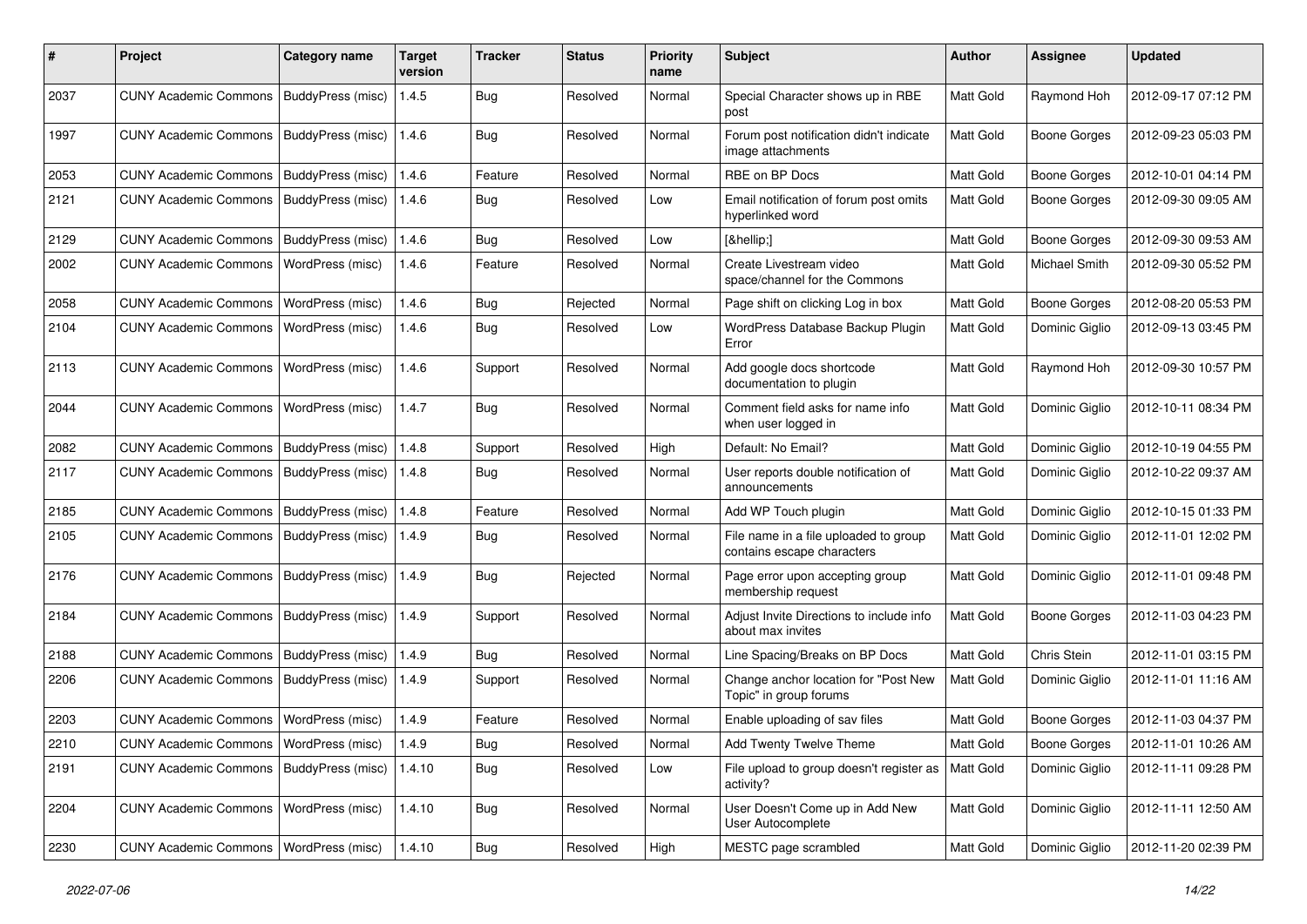| # | Project | Category name | Target version | Tracker | Status | Priority name | Subject | Author | Assignee | Updated |
|---|---|---|---|---|---|---|---|---|---|---|
| 2037 | CUNY Academic Commons | BuddyPress (misc) | 1.4.5 | Bug | Resolved | Normal | Special Character shows up in RBE post | Matt Gold | Raymond Hoh | 2012-09-17 07:12 PM |
| 1997 | CUNY Academic Commons | BuddyPress (misc) | 1.4.6 | Bug | Resolved | Normal | Forum post notification didn't indicate image attachments | Matt Gold | Boone Gorges | 2012-09-23 05:03 PM |
| 2053 | CUNY Academic Commons | BuddyPress (misc) | 1.4.6 | Feature | Resolved | Normal | RBE on BP Docs | Matt Gold | Boone Gorges | 2012-10-01 04:14 PM |
| 2121 | CUNY Academic Commons | BuddyPress (misc) | 1.4.6 | Bug | Resolved | Low | Email notification of forum post omits hyperlinked word | Matt Gold | Boone Gorges | 2012-09-30 09:05 AM |
| 2129 | CUNY Academic Commons | BuddyPress (misc) | 1.4.6 | Bug | Resolved | Low | [&hellip;] | Matt Gold | Boone Gorges | 2012-09-30 09:53 AM |
| 2002 | CUNY Academic Commons | WordPress (misc) | 1.4.6 | Feature | Resolved | Normal | Create Livestream video space/channel for the Commons | Matt Gold | Michael Smith | 2012-09-30 05:52 PM |
| 2058 | CUNY Academic Commons | WordPress (misc) | 1.4.6 | Bug | Rejected | Normal | Page shift on clicking Log in box | Matt Gold | Boone Gorges | 2012-08-20 05:53 PM |
| 2104 | CUNY Academic Commons | WordPress (misc) | 1.4.6 | Bug | Resolved | Low | WordPress Database Backup Plugin Error | Matt Gold | Dominic Giglio | 2012-09-13 03:45 PM |
| 2113 | CUNY Academic Commons | WordPress (misc) | 1.4.6 | Support | Resolved | Normal | Add google docs shortcode documentation to plugin | Matt Gold | Raymond Hoh | 2012-09-30 10:57 PM |
| 2044 | CUNY Academic Commons | WordPress (misc) | 1.4.7 | Bug | Resolved | Normal | Comment field asks for name info when user logged in | Matt Gold | Dominic Giglio | 2012-10-11 08:34 PM |
| 2082 | CUNY Academic Commons | BuddyPress (misc) | 1.4.8 | Support | Resolved | High | Default: No Email? | Matt Gold | Dominic Giglio | 2012-10-19 04:55 PM |
| 2117 | CUNY Academic Commons | BuddyPress (misc) | 1.4.8 | Bug | Resolved | Normal | User reports double notification of announcements | Matt Gold | Dominic Giglio | 2012-10-22 09:37 AM |
| 2185 | CUNY Academic Commons | BuddyPress (misc) | 1.4.8 | Feature | Resolved | Normal | Add WP Touch plugin | Matt Gold | Dominic Giglio | 2012-10-15 01:33 PM |
| 2105 | CUNY Academic Commons | BuddyPress (misc) | 1.4.9 | Bug | Resolved | Normal | File name in a file uploaded to group contains escape characters | Matt Gold | Dominic Giglio | 2012-11-01 12:02 PM |
| 2176 | CUNY Academic Commons | BuddyPress (misc) | 1.4.9 | Bug | Rejected | Normal | Page error upon accepting group membership request | Matt Gold | Dominic Giglio | 2012-11-01 09:48 PM |
| 2184 | CUNY Academic Commons | BuddyPress (misc) | 1.4.9 | Support | Resolved | Normal | Adjust Invite Directions to include info about max invites | Matt Gold | Boone Gorges | 2012-11-03 04:23 PM |
| 2188 | CUNY Academic Commons | BuddyPress (misc) | 1.4.9 | Bug | Resolved | Normal | Line Spacing/Breaks on BP Docs | Matt Gold | Chris Stein | 2012-11-01 03:15 PM |
| 2206 | CUNY Academic Commons | BuddyPress (misc) | 1.4.9 | Support | Resolved | Normal | Change anchor location for "Post New Topic" in group forums | Matt Gold | Dominic Giglio | 2012-11-01 11:16 AM |
| 2203 | CUNY Academic Commons | WordPress (misc) | 1.4.9 | Feature | Resolved | Normal | Enable uploading of sav files | Matt Gold | Boone Gorges | 2012-11-03 04:37 PM |
| 2210 | CUNY Academic Commons | WordPress (misc) | 1.4.9 | Bug | Resolved | Normal | Add Twenty Twelve Theme | Matt Gold | Boone Gorges | 2012-11-01 10:26 AM |
| 2191 | CUNY Academic Commons | BuddyPress (misc) | 1.4.10 | Bug | Resolved | Low | File upload to group doesn't register as activity? | Matt Gold | Dominic Giglio | 2012-11-11 09:28 PM |
| 2204 | CUNY Academic Commons | WordPress (misc) | 1.4.10 | Bug | Resolved | Normal | User Doesn't Come up in Add New User Autocomplete | Matt Gold | Dominic Giglio | 2012-11-11 12:50 AM |
| 2230 | CUNY Academic Commons | WordPress (misc) | 1.4.10 | Bug | Resolved | High | MESTC page scrambled | Matt Gold | Dominic Giglio | 2012-11-20 02:39 PM |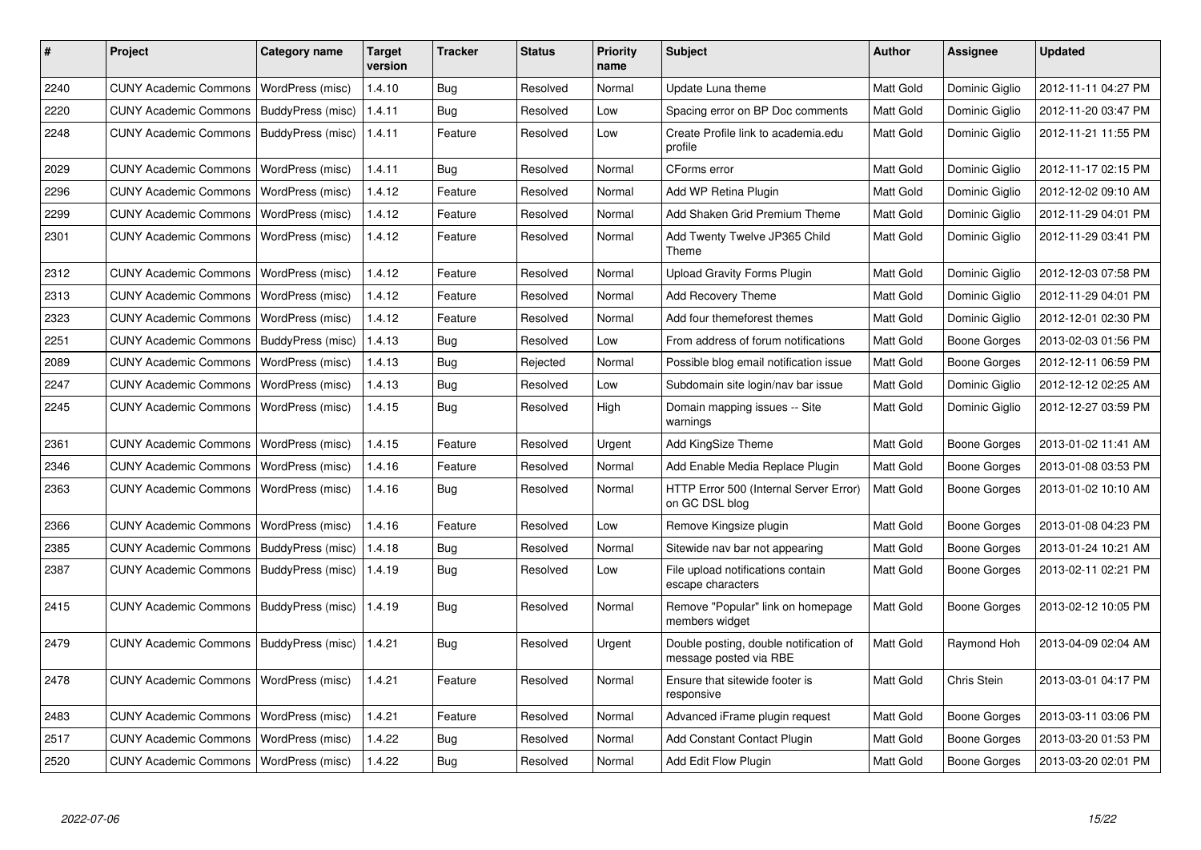| # | Project | Category name | Target version | Tracker | Status | Priority name | Subject | Author | Assignee | Updated |
|---|---|---|---|---|---|---|---|---|---|---|
| 2240 | CUNY Academic Commons | WordPress (misc) | 1.4.10 | Bug | Resolved | Normal | Update Luna theme | Matt Gold | Dominic Giglio | 2012-11-11 04:27 PM |
| 2220 | CUNY Academic Commons | BuddyPress (misc) | 1.4.11 | Bug | Resolved | Low | Spacing error on BP Doc comments | Matt Gold | Dominic Giglio | 2012-11-20 03:47 PM |
| 2248 | CUNY Academic Commons | BuddyPress (misc) | 1.4.11 | Feature | Resolved | Low | Create Profile link to academia.edu profile | Matt Gold | Dominic Giglio | 2012-11-21 11:55 PM |
| 2029 | CUNY Academic Commons | WordPress (misc) | 1.4.11 | Bug | Resolved | Normal | CForms error | Matt Gold | Dominic Giglio | 2012-11-17 02:15 PM |
| 2296 | CUNY Academic Commons | WordPress (misc) | 1.4.12 | Feature | Resolved | Normal | Add WP Retina Plugin | Matt Gold | Dominic Giglio | 2012-12-02 09:10 AM |
| 2299 | CUNY Academic Commons | WordPress (misc) | 1.4.12 | Feature | Resolved | Normal | Add Shaken Grid Premium Theme | Matt Gold | Dominic Giglio | 2012-11-29 04:01 PM |
| 2301 | CUNY Academic Commons | WordPress (misc) | 1.4.12 | Feature | Resolved | Normal | Add Twenty Twelve JP365 Child Theme | Matt Gold | Dominic Giglio | 2012-11-29 03:41 PM |
| 2312 | CUNY Academic Commons | WordPress (misc) | 1.4.12 | Feature | Resolved | Normal | Upload Gravity Forms Plugin | Matt Gold | Dominic Giglio | 2012-12-03 07:58 PM |
| 2313 | CUNY Academic Commons | WordPress (misc) | 1.4.12 | Feature | Resolved | Normal | Add Recovery Theme | Matt Gold | Dominic Giglio | 2012-11-29 04:01 PM |
| 2323 | CUNY Academic Commons | WordPress (misc) | 1.4.12 | Feature | Resolved | Normal | Add four themeforest themes | Matt Gold | Dominic Giglio | 2012-12-01 02:30 PM |
| 2251 | CUNY Academic Commons | BuddyPress (misc) | 1.4.13 | Bug | Resolved | Low | From address of forum notifications | Matt Gold | Boone Gorges | 2013-02-03 01:56 PM |
| 2089 | CUNY Academic Commons | WordPress (misc) | 1.4.13 | Bug | Rejected | Normal | Possible blog email notification issue | Matt Gold | Boone Gorges | 2012-12-11 06:59 PM |
| 2247 | CUNY Academic Commons | WordPress (misc) | 1.4.13 | Bug | Resolved | Low | Subdomain site login/nav bar issue | Matt Gold | Dominic Giglio | 2012-12-12 02:25 AM |
| 2245 | CUNY Academic Commons | WordPress (misc) | 1.4.15 | Bug | Resolved | High | Domain mapping issues -- Site warnings | Matt Gold | Dominic Giglio | 2012-12-27 03:59 PM |
| 2361 | CUNY Academic Commons | WordPress (misc) | 1.4.15 | Feature | Resolved | Urgent | Add KingSize Theme | Matt Gold | Boone Gorges | 2013-01-02 11:41 AM |
| 2346 | CUNY Academic Commons | WordPress (misc) | 1.4.16 | Feature | Resolved | Normal | Add Enable Media Replace Plugin | Matt Gold | Boone Gorges | 2013-01-08 03:53 PM |
| 2363 | CUNY Academic Commons | WordPress (misc) | 1.4.16 | Bug | Resolved | Normal | HTTP Error 500 (Internal Server Error) on GC DSL blog | Matt Gold | Boone Gorges | 2013-01-02 10:10 AM |
| 2366 | CUNY Academic Commons | WordPress (misc) | 1.4.16 | Feature | Resolved | Low | Remove Kingsize plugin | Matt Gold | Boone Gorges | 2013-01-08 04:23 PM |
| 2385 | CUNY Academic Commons | BuddyPress (misc) | 1.4.18 | Bug | Resolved | Normal | Sitewide nav bar not appearing | Matt Gold | Boone Gorges | 2013-01-24 10:21 AM |
| 2387 | CUNY Academic Commons | BuddyPress (misc) | 1.4.19 | Bug | Resolved | Low | File upload notifications contain escape characters | Matt Gold | Boone Gorges | 2013-02-11 02:21 PM |
| 2415 | CUNY Academic Commons | BuddyPress (misc) | 1.4.19 | Bug | Resolved | Normal | Remove "Popular" link on homepage members widget | Matt Gold | Boone Gorges | 2013-02-12 10:05 PM |
| 2479 | CUNY Academic Commons | BuddyPress (misc) | 1.4.21 | Bug | Resolved | Urgent | Double posting, double notification of message posted via RBE | Matt Gold | Raymond Hoh | 2013-04-09 02:04 AM |
| 2478 | CUNY Academic Commons | WordPress (misc) | 1.4.21 | Feature | Resolved | Normal | Ensure that sitewide footer is responsive | Matt Gold | Chris Stein | 2013-03-01 04:17 PM |
| 2483 | CUNY Academic Commons | WordPress (misc) | 1.4.21 | Feature | Resolved | Normal | Advanced iFrame plugin request | Matt Gold | Boone Gorges | 2013-03-11 03:06 PM |
| 2517 | CUNY Academic Commons | WordPress (misc) | 1.4.22 | Bug | Resolved | Normal | Add Constant Contact Plugin | Matt Gold | Boone Gorges | 2013-03-20 01:53 PM |
| 2520 | CUNY Academic Commons | WordPress (misc) | 1.4.22 | Bug | Resolved | Normal | Add Edit Flow Plugin | Matt Gold | Boone Gorges | 2013-03-20 02:01 PM |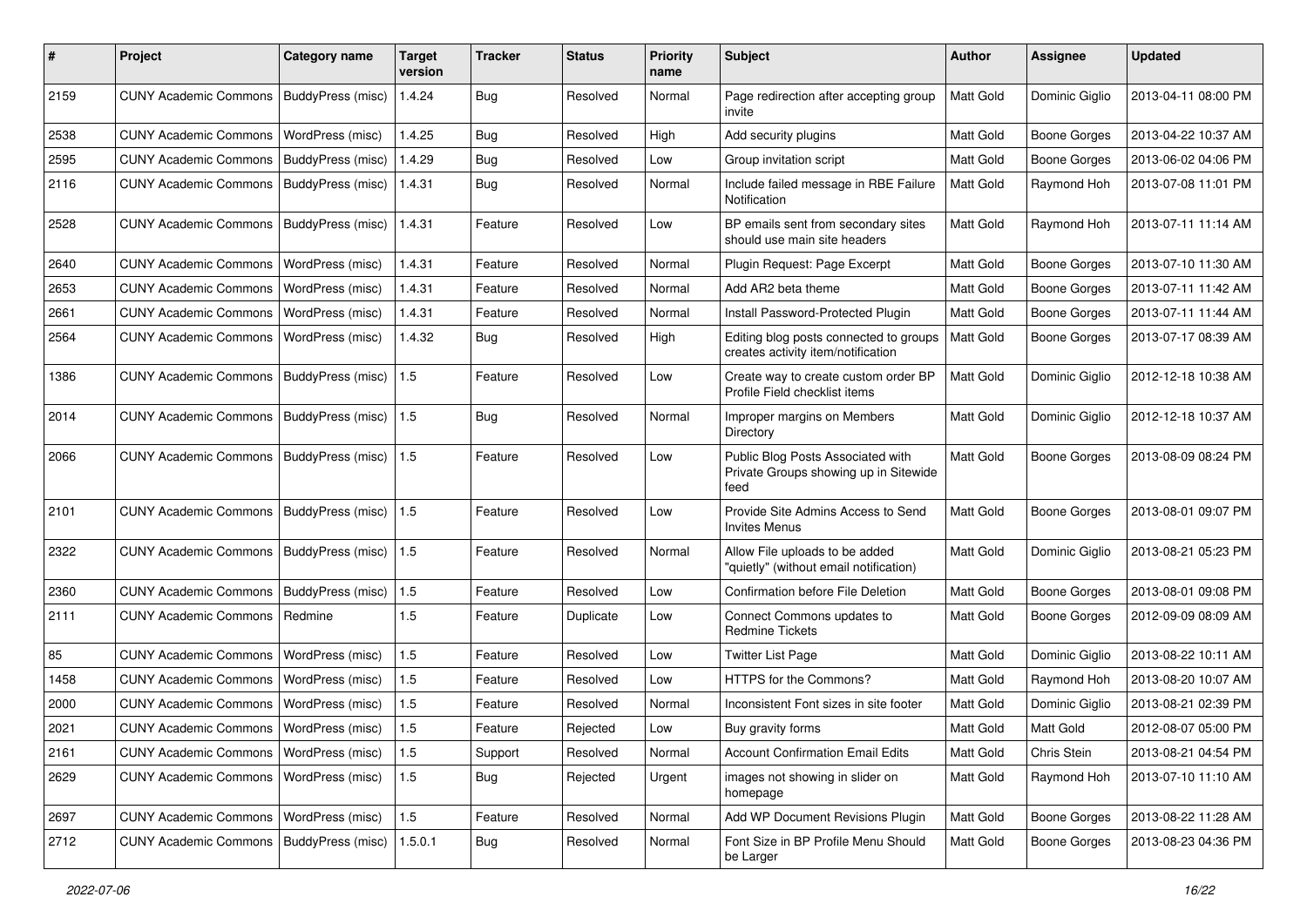| # | Project | Category name | Target version | Tracker | Status | Priority name | Subject | Author | Assignee | Updated |
|---|---|---|---|---|---|---|---|---|---|---|
| 2159 | CUNY Academic Commons | BuddyPress (misc) | 1.4.24 | Bug | Resolved | Normal | Page redirection after accepting group invite | Matt Gold | Dominic Giglio | 2013-04-11 08:00 PM |
| 2538 | CUNY Academic Commons | WordPress (misc) | 1.4.25 | Bug | Resolved | High | Add security plugins | Matt Gold | Boone Gorges | 2013-04-22 10:37 AM |
| 2595 | CUNY Academic Commons | BuddyPress (misc) | 1.4.29 | Bug | Resolved | Low | Group invitation script | Matt Gold | Boone Gorges | 2013-06-02 04:06 PM |
| 2116 | CUNY Academic Commons | BuddyPress (misc) | 1.4.31 | Bug | Resolved | Normal | Include failed message in RBE Failure Notification | Matt Gold | Raymond Hoh | 2013-07-08 11:01 PM |
| 2528 | CUNY Academic Commons | BuddyPress (misc) | 1.4.31 | Feature | Resolved | Low | BP emails sent from secondary sites should use main site headers | Matt Gold | Raymond Hoh | 2013-07-11 11:14 AM |
| 2640 | CUNY Academic Commons | WordPress (misc) | 1.4.31 | Feature | Resolved | Normal | Plugin Request: Page Excerpt | Matt Gold | Boone Gorges | 2013-07-10 11:30 AM |
| 2653 | CUNY Academic Commons | WordPress (misc) | 1.4.31 | Feature | Resolved | Normal | Add AR2 beta theme | Matt Gold | Boone Gorges | 2013-07-11 11:42 AM |
| 2661 | CUNY Academic Commons | WordPress (misc) | 1.4.31 | Feature | Resolved | Normal | Install Password-Protected Plugin | Matt Gold | Boone Gorges | 2013-07-11 11:44 AM |
| 2564 | CUNY Academic Commons | WordPress (misc) | 1.4.32 | Bug | Resolved | High | Editing blog posts connected to groups creates activity item/notification | Matt Gold | Boone Gorges | 2013-07-17 08:39 AM |
| 1386 | CUNY Academic Commons | BuddyPress (misc) | 1.5 | Feature | Resolved | Low | Create way to create custom order BP Profile Field checklist items | Matt Gold | Dominic Giglio | 2012-12-18 10:38 AM |
| 2014 | CUNY Academic Commons | BuddyPress (misc) | 1.5 | Bug | Resolved | Normal | Improper margins on Members Directory | Matt Gold | Dominic Giglio | 2012-12-18 10:37 AM |
| 2066 | CUNY Academic Commons | BuddyPress (misc) | 1.5 | Feature | Resolved | Low | Public Blog Posts Associated with Private Groups showing up in Sitewide feed | Matt Gold | Boone Gorges | 2013-08-09 08:24 PM |
| 2101 | CUNY Academic Commons | BuddyPress (misc) | 1.5 | Feature | Resolved | Low | Provide Site Admins Access to Send Invites Menus | Matt Gold | Boone Gorges | 2013-08-01 09:07 PM |
| 2322 | CUNY Academic Commons | BuddyPress (misc) | 1.5 | Feature | Resolved | Normal | Allow File uploads to be added "quietly" (without email notification) | Matt Gold | Dominic Giglio | 2013-08-21 05:23 PM |
| 2360 | CUNY Academic Commons | BuddyPress (misc) | 1.5 | Feature | Resolved | Low | Confirmation before File Deletion | Matt Gold | Boone Gorges | 2013-08-01 09:08 PM |
| 2111 | CUNY Academic Commons | Redmine | 1.5 | Feature | Duplicate | Low | Connect Commons updates to Redmine Tickets | Matt Gold | Boone Gorges | 2012-09-09 08:09 AM |
| 85 | CUNY Academic Commons | WordPress (misc) | 1.5 | Feature | Resolved | Low | Twitter List Page | Matt Gold | Dominic Giglio | 2013-08-22 10:11 AM |
| 1458 | CUNY Academic Commons | WordPress (misc) | 1.5 | Feature | Resolved | Low | HTTPS for the Commons? | Matt Gold | Raymond Hoh | 2013-08-20 10:07 AM |
| 2000 | CUNY Academic Commons | WordPress (misc) | 1.5 | Feature | Resolved | Normal | Inconsistent Font sizes in site footer | Matt Gold | Dominic Giglio | 2013-08-21 02:39 PM |
| 2021 | CUNY Academic Commons | WordPress (misc) | 1.5 | Feature | Rejected | Low | Buy gravity forms | Matt Gold | Matt Gold | 2012-08-07 05:00 PM |
| 2161 | CUNY Academic Commons | WordPress (misc) | 1.5 | Support | Resolved | Normal | Account Confirmation Email Edits | Matt Gold | Chris Stein | 2013-08-21 04:54 PM |
| 2629 | CUNY Academic Commons | WordPress (misc) | 1.5 | Bug | Rejected | Urgent | images not showing in slider on homepage | Matt Gold | Raymond Hoh | 2013-07-10 11:10 AM |
| 2697 | CUNY Academic Commons | WordPress (misc) | 1.5 | Feature | Resolved | Normal | Add WP Document Revisions Plugin | Matt Gold | Boone Gorges | 2013-08-22 11:28 AM |
| 2712 | CUNY Academic Commons | BuddyPress (misc) | 1.5.0.1 | Bug | Resolved | Normal | Font Size in BP Profile Menu Should be Larger | Matt Gold | Boone Gorges | 2013-08-23 04:36 PM |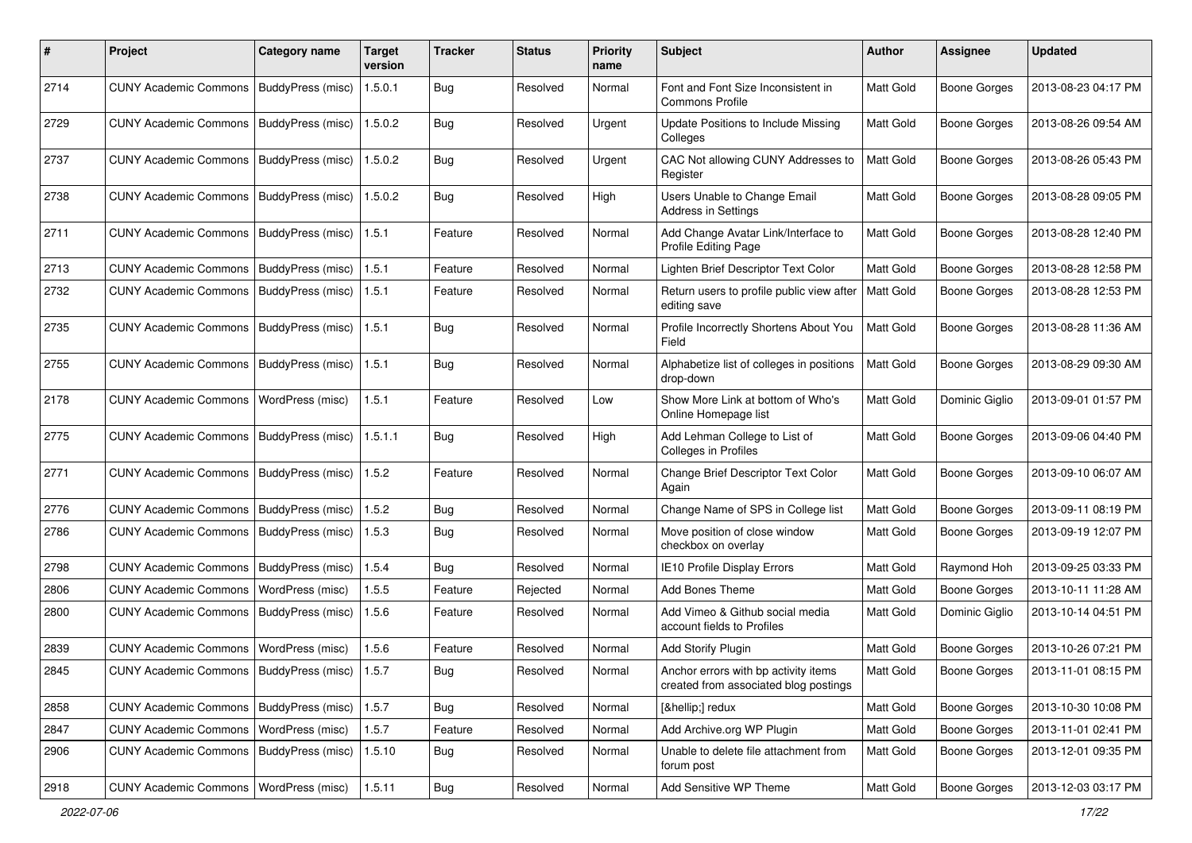| # | Project | Category name | Target version | Tracker | Status | Priority name | Subject | Author | Assignee | Updated |
|---|---|---|---|---|---|---|---|---|---|---|
| 2714 | CUNY Academic Commons | BuddyPress (misc) | 1.5.0.1 | Bug | Resolved | Normal | Font and Font Size Inconsistent in Commons Profile | Matt Gold | Boone Gorges | 2013-08-23 04:17 PM |
| 2729 | CUNY Academic Commons | BuddyPress (misc) | 1.5.0.2 | Bug | Resolved | Urgent | Update Positions to Include Missing Colleges | Matt Gold | Boone Gorges | 2013-08-26 09:54 AM |
| 2737 | CUNY Academic Commons | BuddyPress (misc) | 1.5.0.2 | Bug | Resolved | Urgent | CAC Not allowing CUNY Addresses to Register | Matt Gold | Boone Gorges | 2013-08-26 05:43 PM |
| 2738 | CUNY Academic Commons | BuddyPress (misc) | 1.5.0.2 | Bug | Resolved | High | Users Unable to Change Email Address in Settings | Matt Gold | Boone Gorges | 2013-08-28 09:05 PM |
| 2711 | CUNY Academic Commons | BuddyPress (misc) | 1.5.1 | Feature | Resolved | Normal | Add Change Avatar Link/Interface to Profile Editing Page | Matt Gold | Boone Gorges | 2013-08-28 12:40 PM |
| 2713 | CUNY Academic Commons | BuddyPress (misc) | 1.5.1 | Feature | Resolved | Normal | Lighten Brief Descriptor Text Color | Matt Gold | Boone Gorges | 2013-08-28 12:58 PM |
| 2732 | CUNY Academic Commons | BuddyPress (misc) | 1.5.1 | Feature | Resolved | Normal | Return users to profile public view after editing save | Matt Gold | Boone Gorges | 2013-08-28 12:53 PM |
| 2735 | CUNY Academic Commons | BuddyPress (misc) | 1.5.1 | Bug | Resolved | Normal | Profile Incorrectly Shortens About You Field | Matt Gold | Boone Gorges | 2013-08-28 11:36 AM |
| 2755 | CUNY Academic Commons | BuddyPress (misc) | 1.5.1 | Bug | Resolved | Normal | Alphabetize list of colleges in positions drop-down | Matt Gold | Boone Gorges | 2013-08-29 09:30 AM |
| 2178 | CUNY Academic Commons | WordPress (misc) | 1.5.1 | Feature | Resolved | Low | Show More Link at bottom of Who's Online Homepage list | Matt Gold | Dominic Giglio | 2013-09-01 01:57 PM |
| 2775 | CUNY Academic Commons | BuddyPress (misc) | 1.5.1.1 | Bug | Resolved | High | Add Lehman College to List of Colleges in Profiles | Matt Gold | Boone Gorges | 2013-09-06 04:40 PM |
| 2771 | CUNY Academic Commons | BuddyPress (misc) | 1.5.2 | Feature | Resolved | Normal | Change Brief Descriptor Text Color Again | Matt Gold | Boone Gorges | 2013-09-10 06:07 AM |
| 2776 | CUNY Academic Commons | BuddyPress (misc) | 1.5.2 | Bug | Resolved | Normal | Change Name of SPS in College list | Matt Gold | Boone Gorges | 2013-09-11 08:19 PM |
| 2786 | CUNY Academic Commons | BuddyPress (misc) | 1.5.3 | Bug | Resolved | Normal | Move position of close window checkbox on overlay | Matt Gold | Boone Gorges | 2013-09-19 12:07 PM |
| 2798 | CUNY Academic Commons | BuddyPress (misc) | 1.5.4 | Bug | Resolved | Normal | IE10 Profile Display Errors | Matt Gold | Raymond Hoh | 2013-09-25 03:33 PM |
| 2806 | CUNY Academic Commons | WordPress (misc) | 1.5.5 | Feature | Rejected | Normal | Add Bones Theme | Matt Gold | Boone Gorges | 2013-10-11 11:28 AM |
| 2800 | CUNY Academic Commons | BuddyPress (misc) | 1.5.6 | Feature | Resolved | Normal | Add Vimeo & Github social media account fields to Profiles | Matt Gold | Dominic Giglio | 2013-10-14 04:51 PM |
| 2839 | CUNY Academic Commons | WordPress (misc) | 1.5.6 | Feature | Resolved | Normal | Add Storify Plugin | Matt Gold | Boone Gorges | 2013-10-26 07:21 PM |
| 2845 | CUNY Academic Commons | BuddyPress (misc) | 1.5.7 | Bug | Resolved | Normal | Anchor errors with bp activity items created from associated blog postings | Matt Gold | Boone Gorges | 2013-11-01 08:15 PM |
| 2858 | CUNY Academic Commons | BuddyPress (misc) | 1.5.7 | Bug | Resolved | Normal | [&hellip;] redux | Matt Gold | Boone Gorges | 2013-10-30 10:08 PM |
| 2847 | CUNY Academic Commons | WordPress (misc) | 1.5.7 | Feature | Resolved | Normal | Add Archive.org WP Plugin | Matt Gold | Boone Gorges | 2013-11-01 02:41 PM |
| 2906 | CUNY Academic Commons | BuddyPress (misc) | 1.5.10 | Bug | Resolved | Normal | Unable to delete file attachment from forum post | Matt Gold | Boone Gorges | 2013-12-01 09:35 PM |
| 2918 | CUNY Academic Commons | WordPress (misc) | 1.5.11 | Bug | Resolved | Normal | Add Sensitive WP Theme | Matt Gold | Boone Gorges | 2013-12-03 03:17 PM |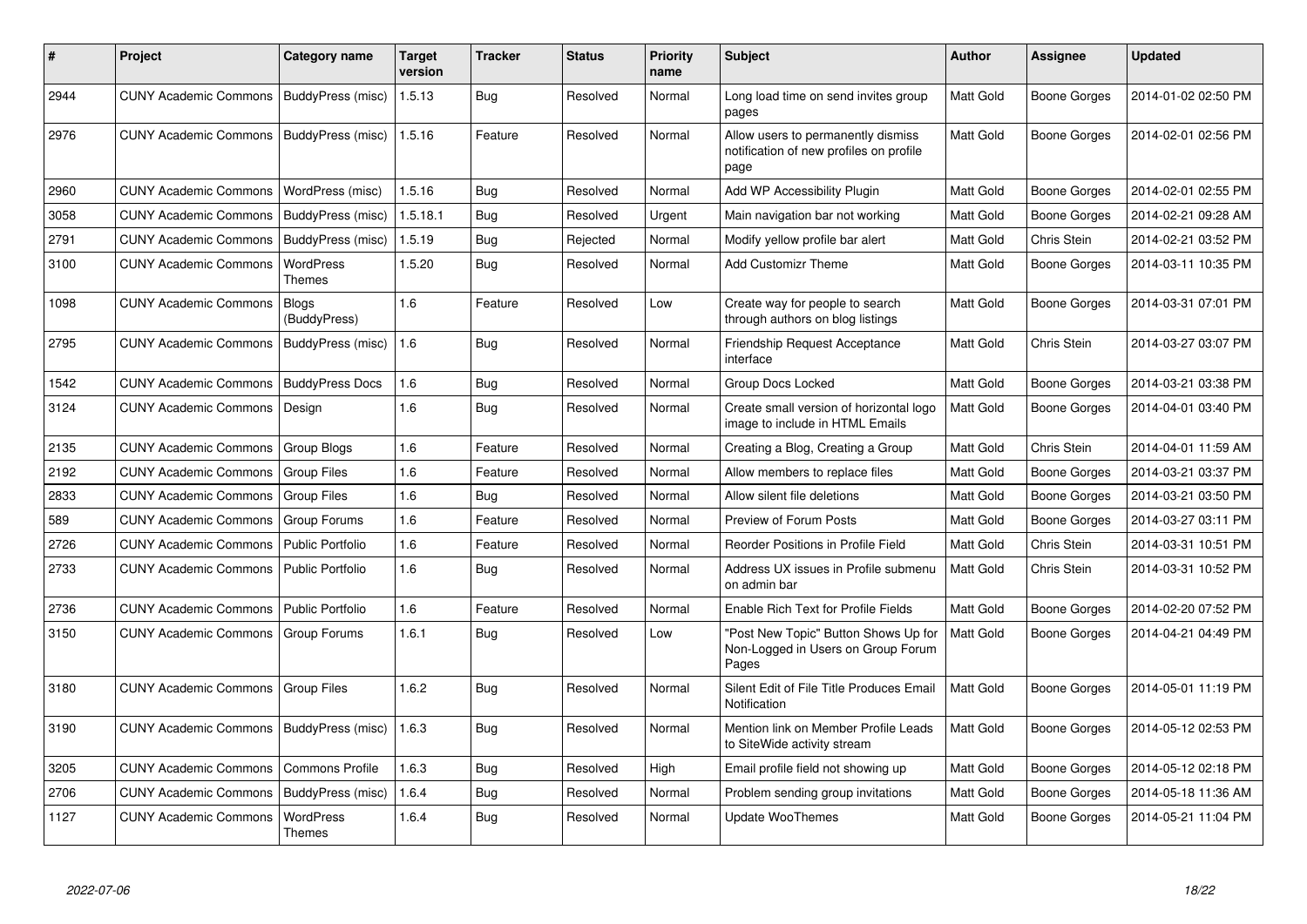| # | Project | Category name | Target version | Tracker | Status | Priority name | Subject | Author | Assignee | Updated |
|---|---|---|---|---|---|---|---|---|---|---|
| 2944 | CUNY Academic Commons | BuddyPress (misc) | 1.5.13 | Bug | Resolved | Normal | Long load time on send invites group pages | Matt Gold | Boone Gorges | 2014-01-02 02:50 PM |
| 2976 | CUNY Academic Commons | BuddyPress (misc) | 1.5.16 | Feature | Resolved | Normal | Allow users to permanently dismiss notification of new profiles on profile page | Matt Gold | Boone Gorges | 2014-02-01 02:56 PM |
| 2960 | CUNY Academic Commons | WordPress (misc) | 1.5.16 | Bug | Resolved | Normal | Add WP Accessibility Plugin | Matt Gold | Boone Gorges | 2014-02-01 02:55 PM |
| 3058 | CUNY Academic Commons | BuddyPress (misc) | 1.5.18.1 | Bug | Resolved | Urgent | Main navigation bar not working | Matt Gold | Boone Gorges | 2014-02-21 09:28 AM |
| 2791 | CUNY Academic Commons | BuddyPress (misc) | 1.5.19 | Bug | Rejected | Normal | Modify yellow profile bar alert | Matt Gold | Chris Stein | 2014-02-21 03:52 PM |
| 3100 | CUNY Academic Commons | WordPress Themes | 1.5.20 | Bug | Resolved | Normal | Add Customizr Theme | Matt Gold | Boone Gorges | 2014-03-11 10:35 PM |
| 1098 | CUNY Academic Commons | Blogs (BuddyPress) | 1.6 | Feature | Resolved | Low | Create way for people to search through authors on blog listings | Matt Gold | Boone Gorges | 2014-03-31 07:01 PM |
| 2795 | CUNY Academic Commons | BuddyPress (misc) | 1.6 | Bug | Resolved | Normal | Friendship Request Acceptance interface | Matt Gold | Chris Stein | 2014-03-27 03:07 PM |
| 1542 | CUNY Academic Commons | BuddyPress Docs | 1.6 | Bug | Resolved | Normal | Group Docs Locked | Matt Gold | Boone Gorges | 2014-03-21 03:38 PM |
| 3124 | CUNY Academic Commons | Design | 1.6 | Bug | Resolved | Normal | Create small version of horizontal logo image to include in HTML Emails | Matt Gold | Boone Gorges | 2014-04-01 03:40 PM |
| 2135 | CUNY Academic Commons | Group Blogs | 1.6 | Feature | Resolved | Normal | Creating a Blog, Creating a Group | Matt Gold | Chris Stein | 2014-04-01 11:59 AM |
| 2192 | CUNY Academic Commons | Group Files | 1.6 | Feature | Resolved | Normal | Allow members to replace files | Matt Gold | Boone Gorges | 2014-03-21 03:37 PM |
| 2833 | CUNY Academic Commons | Group Files | 1.6 | Bug | Resolved | Normal | Allow silent file deletions | Matt Gold | Boone Gorges | 2014-03-21 03:50 PM |
| 589 | CUNY Academic Commons | Group Forums | 1.6 | Feature | Resolved | Normal | Preview of Forum Posts | Matt Gold | Boone Gorges | 2014-03-27 03:11 PM |
| 2726 | CUNY Academic Commons | Public Portfolio | 1.6 | Feature | Resolved | Normal | Reorder Positions in Profile Field | Matt Gold | Chris Stein | 2014-03-31 10:51 PM |
| 2733 | CUNY Academic Commons | Public Portfolio | 1.6 | Bug | Resolved | Normal | Address UX issues in Profile submenu on admin bar | Matt Gold | Chris Stein | 2014-03-31 10:52 PM |
| 2736 | CUNY Academic Commons | Public Portfolio | 1.6 | Feature | Resolved | Normal | Enable Rich Text for Profile Fields | Matt Gold | Boone Gorges | 2014-02-20 07:52 PM |
| 3150 | CUNY Academic Commons | Group Forums | 1.6.1 | Bug | Resolved | Low | "Post New Topic" Button Shows Up for Non-Logged in Users on Group Forum Pages | Matt Gold | Boone Gorges | 2014-04-21 04:49 PM |
| 3180 | CUNY Academic Commons | Group Files | 1.6.2 | Bug | Resolved | Normal | Silent Edit of File Title Produces Email Notification | Matt Gold | Boone Gorges | 2014-05-01 11:19 PM |
| 3190 | CUNY Academic Commons | BuddyPress (misc) | 1.6.3 | Bug | Resolved | Normal | Mention link on Member Profile Leads to SiteWide activity stream | Matt Gold | Boone Gorges | 2014-05-12 02:53 PM |
| 3205 | CUNY Academic Commons | Commons Profile | 1.6.3 | Bug | Resolved | High | Email profile field not showing up | Matt Gold | Boone Gorges | 2014-05-12 02:18 PM |
| 2706 | CUNY Academic Commons | BuddyPress (misc) | 1.6.4 | Bug | Resolved | Normal | Problem sending group invitations | Matt Gold | Boone Gorges | 2014-05-18 11:36 AM |
| 1127 | CUNY Academic Commons | WordPress Themes | 1.6.4 | Bug | Resolved | Normal | Update WooThemes | Matt Gold | Boone Gorges | 2014-05-21 11:04 PM |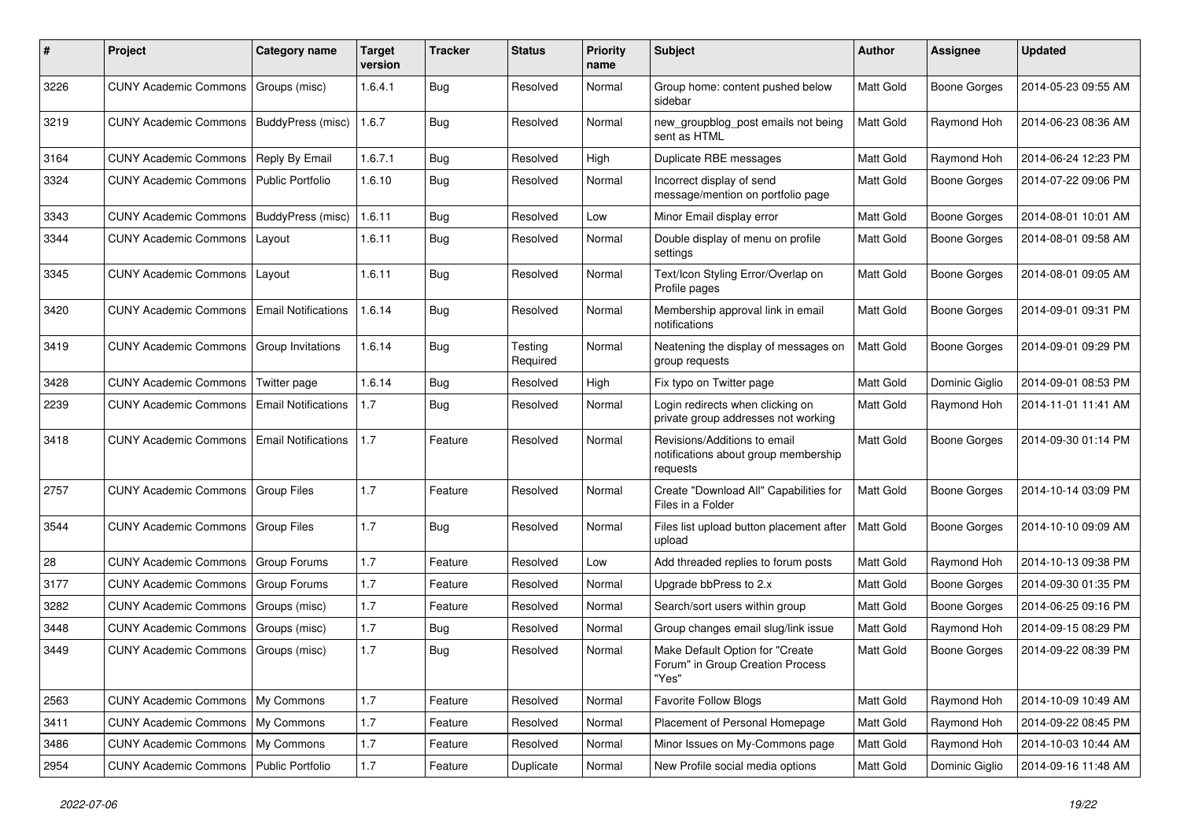| # | Project | Category name | Target version | Tracker | Status | Priority name | Subject | Author | Assignee | Updated |
|---|---|---|---|---|---|---|---|---|---|---|
| 3226 | CUNY Academic Commons | Groups (misc) | 1.6.4.1 | Bug | Resolved | Normal | Group home: content pushed below sidebar | Matt Gold | Boone Gorges | 2014-05-23 09:55 AM |
| 3219 | CUNY Academic Commons | BuddyPress (misc) | 1.6.7 | Bug | Resolved | Normal | new_groupblog_post emails not being sent as HTML | Matt Gold | Raymond Hoh | 2014-06-23 08:36 AM |
| 3164 | CUNY Academic Commons | Reply By Email | 1.6.7.1 | Bug | Resolved | High | Duplicate RBE messages | Matt Gold | Raymond Hoh | 2014-06-24 12:23 PM |
| 3324 | CUNY Academic Commons | Public Portfolio | 1.6.10 | Bug | Resolved | Normal | Incorrect display of send message/mention on portfolio page | Matt Gold | Boone Gorges | 2014-07-22 09:06 PM |
| 3343 | CUNY Academic Commons | BuddyPress (misc) | 1.6.11 | Bug | Resolved | Low | Minor Email display error | Matt Gold | Boone Gorges | 2014-08-01 10:01 AM |
| 3344 | CUNY Academic Commons | Layout | 1.6.11 | Bug | Resolved | Normal | Double display of menu on profile settings | Matt Gold | Boone Gorges | 2014-08-01 09:58 AM |
| 3345 | CUNY Academic Commons | Layout | 1.6.11 | Bug | Resolved | Normal | Text/Icon Styling Error/Overlap on Profile pages | Matt Gold | Boone Gorges | 2014-08-01 09:05 AM |
| 3420 | CUNY Academic Commons | Email Notifications | 1.6.14 | Bug | Resolved | Normal | Membership approval link in email notifications | Matt Gold | Boone Gorges | 2014-09-01 09:31 PM |
| 3419 | CUNY Academic Commons | Group Invitations | 1.6.14 | Bug | Testing Required | Normal | Neatening the display of messages on group requests | Matt Gold | Boone Gorges | 2014-09-01 09:29 PM |
| 3428 | CUNY Academic Commons | Twitter page | 1.6.14 | Bug | Resolved | High | Fix typo on Twitter page | Matt Gold | Dominic Giglio | 2014-09-01 08:53 PM |
| 2239 | CUNY Academic Commons | Email Notifications | 1.7 | Bug | Resolved | Normal | Login redirects when clicking on private group addresses not working | Matt Gold | Raymond Hoh | 2014-11-01 11:41 AM |
| 3418 | CUNY Academic Commons | Email Notifications | 1.7 | Feature | Resolved | Normal | Revisions/Additions to email notifications about group membership requests | Matt Gold | Boone Gorges | 2014-09-30 01:14 PM |
| 2757 | CUNY Academic Commons | Group Files | 1.7 | Feature | Resolved | Normal | Create "Download All" Capabilities for Files in a Folder | Matt Gold | Boone Gorges | 2014-10-14 03:09 PM |
| 3544 | CUNY Academic Commons | Group Files | 1.7 | Bug | Resolved | Normal | Files list upload button placement after upload | Matt Gold | Boone Gorges | 2014-10-10 09:09 AM |
| 28 | CUNY Academic Commons | Group Forums | 1.7 | Feature | Resolved | Low | Add threaded replies to forum posts | Matt Gold | Raymond Hoh | 2014-10-13 09:38 PM |
| 3177 | CUNY Academic Commons | Group Forums | 1.7 | Feature | Resolved | Normal | Upgrade bbPress to 2.x | Matt Gold | Boone Gorges | 2014-09-30 01:35 PM |
| 3282 | CUNY Academic Commons | Groups (misc) | 1.7 | Feature | Resolved | Normal | Search/sort users within group | Matt Gold | Boone Gorges | 2014-06-25 09:16 PM |
| 3448 | CUNY Academic Commons | Groups (misc) | 1.7 | Bug | Resolved | Normal | Group changes email slug/link issue | Matt Gold | Raymond Hoh | 2014-09-15 08:29 PM |
| 3449 | CUNY Academic Commons | Groups (misc) | 1.7 | Bug | Resolved | Normal | Make Default Option for "Create Forum" in Group Creation Process "Yes" | Matt Gold | Boone Gorges | 2014-09-22 08:39 PM |
| 2563 | CUNY Academic Commons | My Commons | 1.7 | Feature | Resolved | Normal | Favorite Follow Blogs | Matt Gold | Raymond Hoh | 2014-10-09 10:49 AM |
| 3411 | CUNY Academic Commons | My Commons | 1.7 | Feature | Resolved | Normal | Placement of Personal Homepage | Matt Gold | Raymond Hoh | 2014-09-22 08:45 PM |
| 3486 | CUNY Academic Commons | My Commons | 1.7 | Feature | Resolved | Normal | Minor Issues on My-Commons page | Matt Gold | Raymond Hoh | 2014-10-03 10:44 AM |
| 2954 | CUNY Academic Commons | Public Portfolio | 1.7 | Feature | Duplicate | Normal | New Profile social media options | Matt Gold | Dominic Giglio | 2014-09-16 11:48 AM |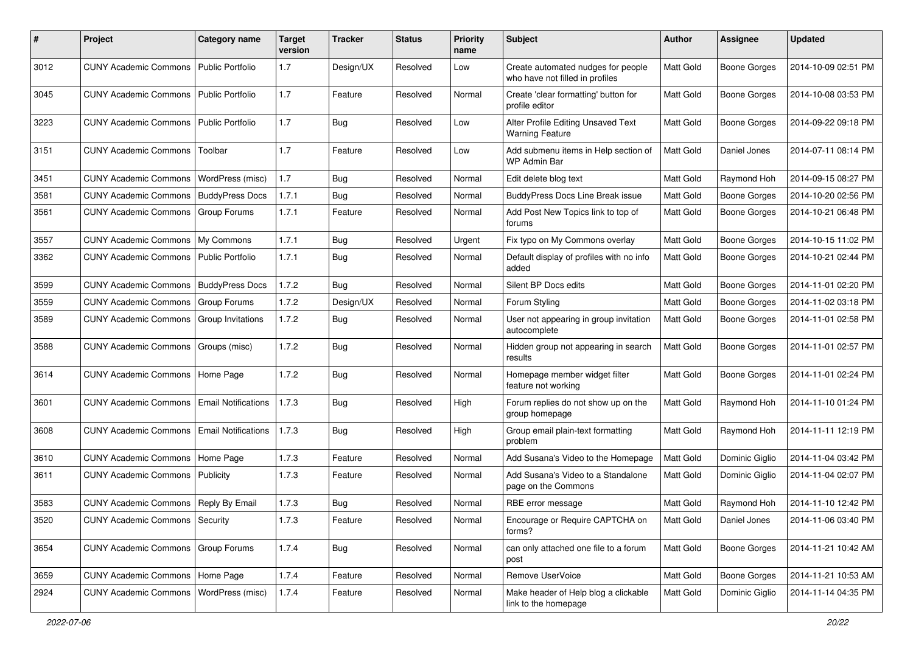| # | Project | Category name | Target version | Tracker | Status | Priority name | Subject | Author | Assignee | Updated |
|---|---|---|---|---|---|---|---|---|---|---|
| 3012 | CUNY Academic Commons | Public Portfolio | 1.7 | Design/UX | Resolved | Low | Create automated nudges for people who have not filled in profiles | Matt Gold | Boone Gorges | 2014-10-09 02:51 PM |
| 3045 | CUNY Academic Commons | Public Portfolio | 1.7 | Feature | Resolved | Normal | Create 'clear formatting' button for profile editor | Matt Gold | Boone Gorges | 2014-10-08 03:53 PM |
| 3223 | CUNY Academic Commons | Public Portfolio | 1.7 | Bug | Resolved | Low | Alter Profile Editing Unsaved Text Warning Feature | Matt Gold | Boone Gorges | 2014-09-22 09:18 PM |
| 3151 | CUNY Academic Commons | Toolbar | 1.7 | Feature | Resolved | Low | Add submenu items in Help section of WP Admin Bar | Matt Gold | Daniel Jones | 2014-07-11 08:14 PM |
| 3451 | CUNY Academic Commons | WordPress (misc) | 1.7 | Bug | Resolved | Normal | Edit delete blog text | Matt Gold | Raymond Hoh | 2014-09-15 08:27 PM |
| 3581 | CUNY Academic Commons | BuddyPress Docs | 1.7.1 | Bug | Resolved | Normal | BuddyPress Docs Line Break issue | Matt Gold | Boone Gorges | 2014-10-20 02:56 PM |
| 3561 | CUNY Academic Commons | Group Forums | 1.7.1 | Feature | Resolved | Normal | Add Post New Topics link to top of forums | Matt Gold | Boone Gorges | 2014-10-21 06:48 PM |
| 3557 | CUNY Academic Commons | My Commons | 1.7.1 | Bug | Resolved | Urgent | Fix typo on My Commons overlay | Matt Gold | Boone Gorges | 2014-10-15 11:02 PM |
| 3362 | CUNY Academic Commons | Public Portfolio | 1.7.1 | Bug | Resolved | Normal | Default display of profiles with no info added | Matt Gold | Boone Gorges | 2014-10-21 02:44 PM |
| 3599 | CUNY Academic Commons | BuddyPress Docs | 1.7.2 | Bug | Resolved | Normal | Silent BP Docs edits | Matt Gold | Boone Gorges | 2014-11-01 02:20 PM |
| 3559 | CUNY Academic Commons | Group Forums | 1.7.2 | Design/UX | Resolved | Normal | Forum Styling | Matt Gold | Boone Gorges | 2014-11-02 03:18 PM |
| 3589 | CUNY Academic Commons | Group Invitations | 1.7.2 | Bug | Resolved | Normal | User not appearing in group invitation autocomplete | Matt Gold | Boone Gorges | 2014-11-01 02:58 PM |
| 3588 | CUNY Academic Commons | Groups (misc) | 1.7.2 | Bug | Resolved | Normal | Hidden group not appearing in search results | Matt Gold | Boone Gorges | 2014-11-01 02:57 PM |
| 3614 | CUNY Academic Commons | Home Page | 1.7.2 | Bug | Resolved | Normal | Homepage member widget filter feature not working | Matt Gold | Boone Gorges | 2014-11-01 02:24 PM |
| 3601 | CUNY Academic Commons | Email Notifications | 1.7.3 | Bug | Resolved | High | Forum replies do not show up on the group homepage | Matt Gold | Raymond Hoh | 2014-11-10 01:24 PM |
| 3608 | CUNY Academic Commons | Email Notifications | 1.7.3 | Bug | Resolved | High | Group email plain-text formatting problem | Matt Gold | Raymond Hoh | 2014-11-11 12:19 PM |
| 3610 | CUNY Academic Commons | Home Page | 1.7.3 | Feature | Resolved | Normal | Add Susana's Video to the Homepage | Matt Gold | Dominic Giglio | 2014-11-04 03:42 PM |
| 3611 | CUNY Academic Commons | Publicity | 1.7.3 | Feature | Resolved | Normal | Add Susana's Video to a Standalone page on the Commons | Matt Gold | Dominic Giglio | 2014-11-04 02:07 PM |
| 3583 | CUNY Academic Commons | Reply By Email | 1.7.3 | Bug | Resolved | Normal | RBE error message | Matt Gold | Raymond Hoh | 2014-11-10 12:42 PM |
| 3520 | CUNY Academic Commons | Security | 1.7.3 | Feature | Resolved | Normal | Encourage or Require CAPTCHA on forms? | Matt Gold | Daniel Jones | 2014-11-06 03:40 PM |
| 3654 | CUNY Academic Commons | Group Forums | 1.7.4 | Bug | Resolved | Normal | can only attached one file to a forum post | Matt Gold | Boone Gorges | 2014-11-21 10:42 AM |
| 3659 | CUNY Academic Commons | Home Page | 1.7.4 | Feature | Resolved | Normal | Remove UserVoice | Matt Gold | Boone Gorges | 2014-11-21 10:53 AM |
| 2924 | CUNY Academic Commons | WordPress (misc) | 1.7.4 | Feature | Resolved | Normal | Make header of Help blog a clickable link to the homepage | Matt Gold | Dominic Giglio | 2014-11-14 04:35 PM |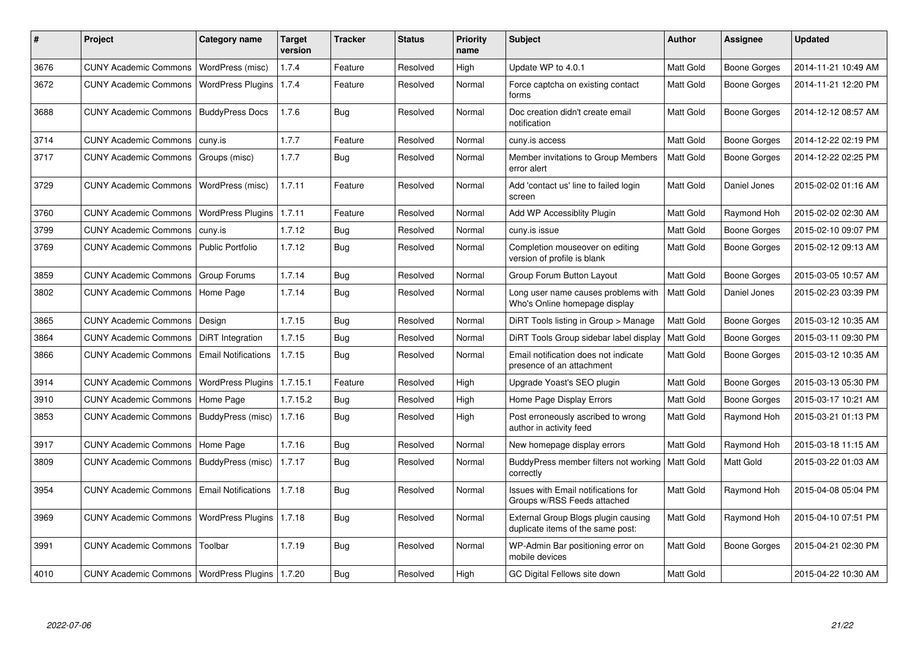| # | Project | Category name | Target version | Tracker | Status | Priority name | Subject | Author | Assignee | Updated |
|---|---|---|---|---|---|---|---|---|---|---|
| 3676 | CUNY Academic Commons | WordPress (misc) | 1.7.4 | Feature | Resolved | High | Update WP to 4.0.1 | Matt Gold | Boone Gorges | 2014-11-21 10:49 AM |
| 3672 | CUNY Academic Commons | WordPress Plugins | 1.7.4 | Feature | Resolved | Normal | Force captcha on existing contact forms | Matt Gold | Boone Gorges | 2014-11-21 12:20 PM |
| 3688 | CUNY Academic Commons | BuddyPress Docs | 1.7.6 | Bug | Resolved | Normal | Doc creation didn't create email notification | Matt Gold | Boone Gorges | 2014-12-12 08:57 AM |
| 3714 | CUNY Academic Commons | cuny.is | 1.7.7 | Feature | Resolved | Normal | cuny.is access | Matt Gold | Boone Gorges | 2014-12-22 02:19 PM |
| 3717 | CUNY Academic Commons | Groups (misc) | 1.7.7 | Bug | Resolved | Normal | Member invitations to Group Members error alert | Matt Gold | Boone Gorges | 2014-12-22 02:25 PM |
| 3729 | CUNY Academic Commons | WordPress (misc) | 1.7.11 | Feature | Resolved | Normal | Add 'contact us' line to failed login screen | Matt Gold | Daniel Jones | 2015-02-02 01:16 AM |
| 3760 | CUNY Academic Commons | WordPress Plugins | 1.7.11 | Feature | Resolved | Normal | Add WP Accessiblity Plugin | Matt Gold | Raymond Hoh | 2015-02-02 02:30 AM |
| 3799 | CUNY Academic Commons | cuny.is | 1.7.12 | Bug | Resolved | Normal | cuny.is issue | Matt Gold | Boone Gorges | 2015-02-10 09:07 PM |
| 3769 | CUNY Academic Commons | Public Portfolio | 1.7.12 | Bug | Resolved | Normal | Completion mouseover on editing version of profile is blank | Matt Gold | Boone Gorges | 2015-02-12 09:13 AM |
| 3859 | CUNY Academic Commons | Group Forums | 1.7.14 | Bug | Resolved | Normal | Group Forum Button Layout | Matt Gold | Boone Gorges | 2015-03-05 10:57 AM |
| 3802 | CUNY Academic Commons | Home Page | 1.7.14 | Bug | Resolved | Normal | Long user name causes problems with Who's Online homepage display | Matt Gold | Daniel Jones | 2015-02-23 03:39 PM |
| 3865 | CUNY Academic Commons | Design | 1.7.15 | Bug | Resolved | Normal | DiRT Tools listing in Group > Manage | Matt Gold | Boone Gorges | 2015-03-12 10:35 AM |
| 3864 | CUNY Academic Commons | DiRT Integration | 1.7.15 | Bug | Resolved | Normal | DiRT Tools Group sidebar label display | Matt Gold | Boone Gorges | 2015-03-11 09:30 PM |
| 3866 | CUNY Academic Commons | Email Notifications | 1.7.15 | Bug | Resolved | Normal | Email notification does not indicate presence of an attachment | Matt Gold | Boone Gorges | 2015-03-12 10:35 AM |
| 3914 | CUNY Academic Commons | WordPress Plugins | 1.7.15.1 | Feature | Resolved | High | Upgrade Yoast's SEO plugin | Matt Gold | Boone Gorges | 2015-03-13 05:30 PM |
| 3910 | CUNY Academic Commons | Home Page | 1.7.15.2 | Bug | Resolved | High | Home Page Display Errors | Matt Gold | Boone Gorges | 2015-03-17 10:21 AM |
| 3853 | CUNY Academic Commons | BuddyPress (misc) | 1.7.16 | Bug | Resolved | High | Post erroneously ascribed to wrong author in activity feed | Matt Gold | Raymond Hoh | 2015-03-21 01:13 PM |
| 3917 | CUNY Academic Commons | Home Page | 1.7.16 | Bug | Resolved | Normal | New homepage display errors | Matt Gold | Raymond Hoh | 2015-03-18 11:15 AM |
| 3809 | CUNY Academic Commons | BuddyPress (misc) | 1.7.17 | Bug | Resolved | Normal | BuddyPress member filters not working correctly | Matt Gold | Matt Gold | 2015-03-22 01:03 AM |
| 3954 | CUNY Academic Commons | Email Notifications | 1.7.18 | Bug | Resolved | Normal | Issues with Email notifications for Groups w/RSS Feeds attached | Matt Gold | Raymond Hoh | 2015-04-08 05:04 PM |
| 3969 | CUNY Academic Commons | WordPress Plugins | 1.7.18 | Bug | Resolved | Normal | External Group Blogs plugin causing duplicate items of the same post: | Matt Gold | Raymond Hoh | 2015-04-10 07:51 PM |
| 3991 | CUNY Academic Commons | Toolbar | 1.7.19 | Bug | Resolved | Normal | WP-Admin Bar positioning error on mobile devices | Matt Gold | Boone Gorges | 2015-04-21 02:30 PM |
| 4010 | CUNY Academic Commons | WordPress Plugins | 1.7.20 | Bug | Resolved | High | GC Digital Fellows site down | Matt Gold | | 2015-04-22 10:30 AM |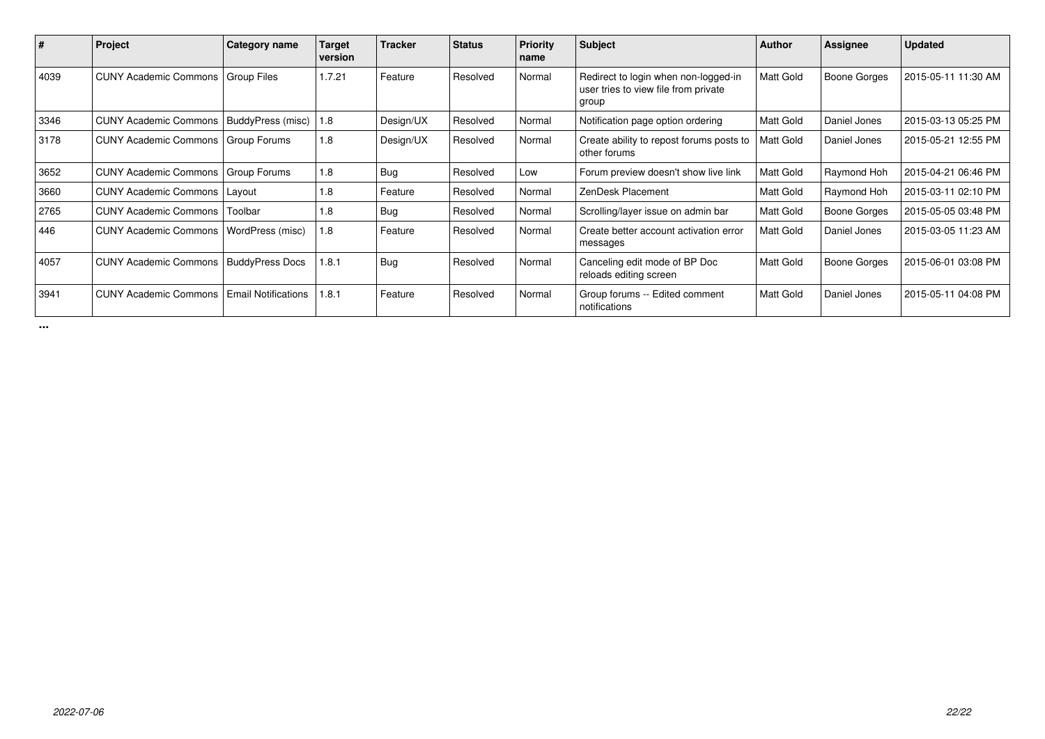| # | Project | Category name | Target version | Tracker | Status | Priority name | Subject | Author | Assignee | Updated |
|---|---|---|---|---|---|---|---|---|---|---|
| 4039 | CUNY Academic Commons | Group Files | 1.7.21 | Feature | Resolved | Normal | Redirect to login when non-logged-in user tries to view file from private group | Matt Gold | Boone Gorges | 2015-05-11 11:30 AM |
| 3346 | CUNY Academic Commons | BuddyPress (misc) | 1.8 | Design/UX | Resolved | Normal | Notification page option ordering | Matt Gold | Daniel Jones | 2015-03-13 05:25 PM |
| 3178 | CUNY Academic Commons | Group Forums | 1.8 | Design/UX | Resolved | Normal | Create ability to repost forums posts to other forums | Matt Gold | Daniel Jones | 2015-05-21 12:55 PM |
| 3652 | CUNY Academic Commons | Group Forums | 1.8 | Bug | Resolved | Low | Forum preview doesn't show live link | Matt Gold | Raymond Hoh | 2015-04-21 06:46 PM |
| 3660 | CUNY Academic Commons | Layout | 1.8 | Feature | Resolved | Normal | ZenDesk Placement | Matt Gold | Raymond Hoh | 2015-03-11 02:10 PM |
| 2765 | CUNY Academic Commons | Toolbar | 1.8 | Bug | Resolved | Normal | Scrolling/layer issue on admin bar | Matt Gold | Boone Gorges | 2015-05-05 03:48 PM |
| 446 | CUNY Academic Commons | WordPress (misc) | 1.8 | Feature | Resolved | Normal | Create better account activation error messages | Matt Gold | Daniel Jones | 2015-03-05 11:23 AM |
| 4057 | CUNY Academic Commons | BuddyPress Docs | 1.8.1 | Bug | Resolved | Normal | Canceling edit mode of BP Doc reloads editing screen | Matt Gold | Boone Gorges | 2015-06-01 03:08 PM |
| 3941 | CUNY Academic Commons | Email Notifications | 1.8.1 | Feature | Resolved | Normal | Group forums -- Edited comment notifications | Matt Gold | Daniel Jones | 2015-05-11 04:08 PM |

...